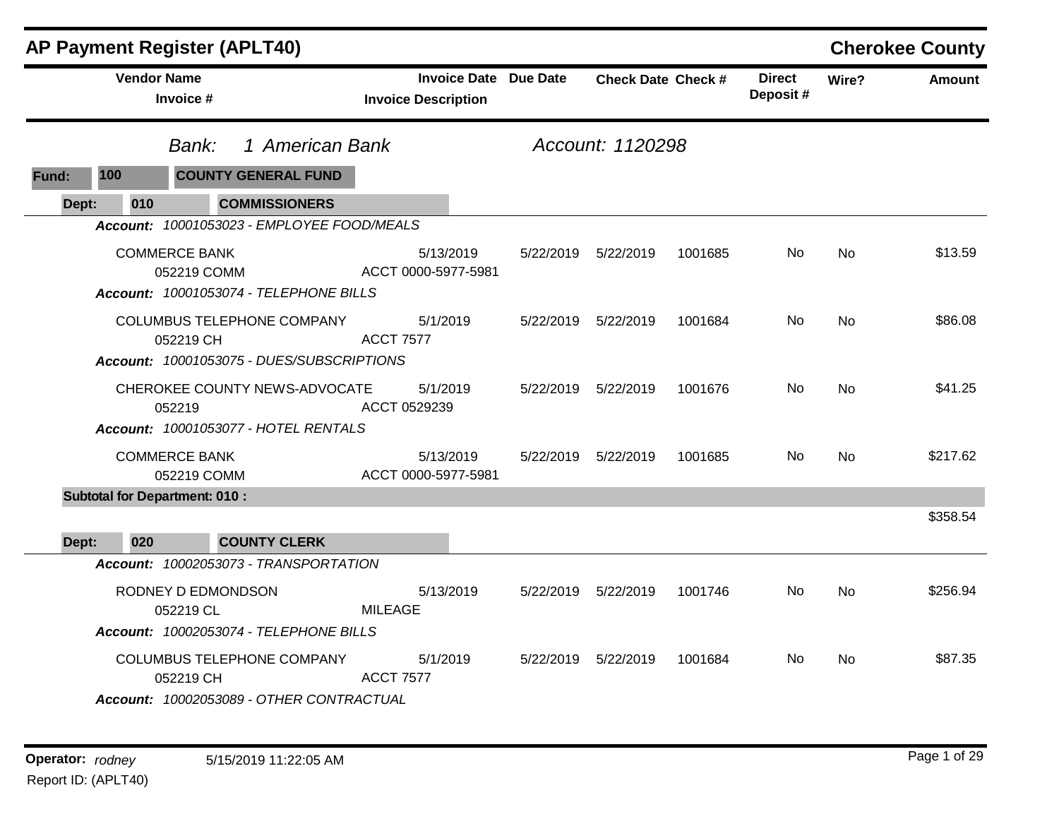# AP Payment Register (APLT40)

**Cherokee County**

| Vendor Name / Invoice # | Invoice Date / Invoice Description | Due Date | Check Date | Check # | Direct Deposit # | Wire? | Amount |
|---|---|---|---|---|---|---|---|

*Bank: 1 American Bank* *Account: 1120298*

**Fund: 100 COUNTY GENERAL FUND**

**Dept: 010 COMMISSIONERS**

***Account:** 10001053023 - EMPLOYEE FOOD/MEALS*

| Vendor Name / Invoice # | Invoice Date / Invoice Description | Due Date | Check Date | Check # | Direct Deposit # | Wire? | Amount |
|---|---|---|---|---|---|---|---|
| COMMERCE BANK<br>052219 COMM | 5/13/2019<br>ACCT 0000-5977-5981 | 5/22/2019 | 5/22/2019 | 1001685 | No | No | $13.59 |

***Account:** 10001053074 - TELEPHONE BILLS*

| Vendor Name / Invoice # | Invoice Date / Invoice Description | Due Date | Check Date | Check # | Direct Deposit # | Wire? | Amount |
|---|---|---|---|---|---|---|---|
| COLUMBUS TELEPHONE COMPANY<br>052219 CH | 5/1/2019<br>ACCT 7577 | 5/22/2019 | 5/22/2019 | 1001684 | No | No | $86.08 |

***Account:** 10001053075 - DUES/SUBSCRIPTIONS*

| Vendor Name / Invoice # | Invoice Date / Invoice Description | Due Date | Check Date | Check # | Direct Deposit # | Wire? | Amount |
|---|---|---|---|---|---|---|---|
| CHEROKEE COUNTY NEWS-ADVOCATE<br>052219 | 5/1/2019<br>ACCT 0529239 | 5/22/2019 | 5/22/2019 | 1001676 | No | No | $41.25 |

***Account:** 10001053077 - HOTEL RENTALS*

| Vendor Name / Invoice # | Invoice Date / Invoice Description | Due Date | Check Date | Check # | Direct Deposit # | Wire? | Amount |
|---|---|---|---|---|---|---|---|
| COMMERCE BANK<br>052219 COMM | 5/13/2019<br>ACCT 0000-5977-5981 | 5/22/2019 | 5/22/2019 | 1001685 | No | No | $217.62 |

**Subtotal for Department: 010 :** $358.54

**Dept: 020 COUNTY CLERK**

***Account:** 10002053073 - TRANSPORTATION*

| Vendor Name / Invoice # | Invoice Date / Invoice Description | Due Date | Check Date | Check # | Direct Deposit # | Wire? | Amount |
|---|---|---|---|---|---|---|---|
| RODNEY D EDMONDSON<br>052219 CL | 5/13/2019<br>MILEAGE | 5/22/2019 | 5/22/2019 | 1001746 | No | No | $256.94 |

***Account:** 10002053074 - TELEPHONE BILLS*

| Vendor Name / Invoice # | Invoice Date / Invoice Description | Due Date | Check Date | Check # | Direct Deposit # | Wire? | Amount |
|---|---|---|---|---|---|---|---|
| COLUMBUS TELEPHONE COMPANY<br>052219 CH | 5/1/2019<br>ACCT 7577 | 5/22/2019 | 5/22/2019 | 1001684 | No | No | $87.35 |

***Account:** 10002053089 - OTHER CONTRACTUAL*

**Operator:** *rodney* 5/15/2019 11:22:05 AM

Report ID: (APLT40)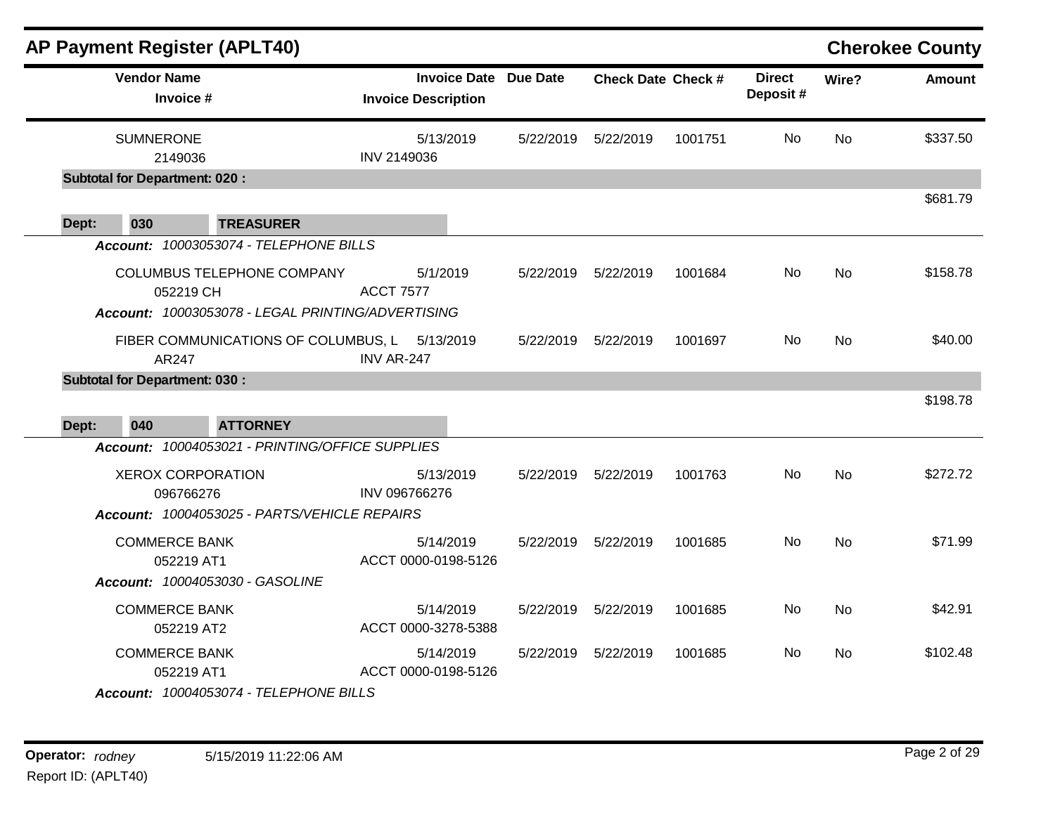## AP Payment Register (APLT40)

**Cherokee County**

| Vendor Name / Invoice # | Invoice Date / Invoice Description | Due Date | Check Date | Check # | Direct Deposit # | Wire? | Amount |
|---|---|---|---|---|---|---|---|
| SUMNERONE<br>2149036 | 5/13/2019<br>INV 2149036 | 5/22/2019 | 5/22/2019 | 1001751 | No | No | $337.50 |
| **Subtotal for Department: 020 :** | | | | | | | $681.79 |
| **Dept: 030 TREASURER** | | | | | | | |
| ***Account: 10003053074 - TELEPHONE BILLS*** | | | | | | | |
| COLUMBUS TELEPHONE COMPANY<br>052219 CH | 5/1/2019<br>ACCT 7577 | 5/22/2019 | 5/22/2019 | 1001684 | No | No | $158.78 |
| ***Account: 10003053078 - LEGAL PRINTING/ADVERTISING*** | | | | | | | |
| FIBER COMMUNICATIONS OF COLUMBUS, L<br>AR247 | 5/13/2019<br>INV AR-247 | 5/22/2019 | 5/22/2019 | 1001697 | No | No | $40.00 |
| **Subtotal for Department: 030 :** | | | | | | | $198.78 |
| **Dept: 040 ATTORNEY** | | | | | | | |
| ***Account: 10004053021 - PRINTING/OFFICE SUPPLIES*** | | | | | | | |
| XEROX CORPORATION<br>096766276 | 5/13/2019<br>INV 096766276 | 5/22/2019 | 5/22/2019 | 1001763 | No | No | $272.72 |
| ***Account: 10004053025 - PARTS/VEHICLE REPAIRS*** | | | | | | | |
| COMMERCE BANK<br>052219 AT1 | 5/14/2019<br>ACCT 0000-0198-5126 | 5/22/2019 | 5/22/2019 | 1001685 | No | No | $71.99 |
| ***Account: 10004053030 - GASOLINE*** | | | | | | | |
| COMMERCE BANK<br>052219 AT2 | 5/14/2019<br>ACCT 0000-3278-5388 | 5/22/2019 | 5/22/2019 | 1001685 | No | No | $42.91 |
| COMMERCE BANK<br>052219 AT1 | 5/14/2019<br>ACCT 0000-0198-5126 | 5/22/2019 | 5/22/2019 | 1001685 | No | No | $102.48 |
| ***Account: 10004053074 - TELEPHONE BILLS*** | | | | | | | |

**Operator:** *rodney* 5/15/2019 11:22:06 AM
Report ID: (APLT40)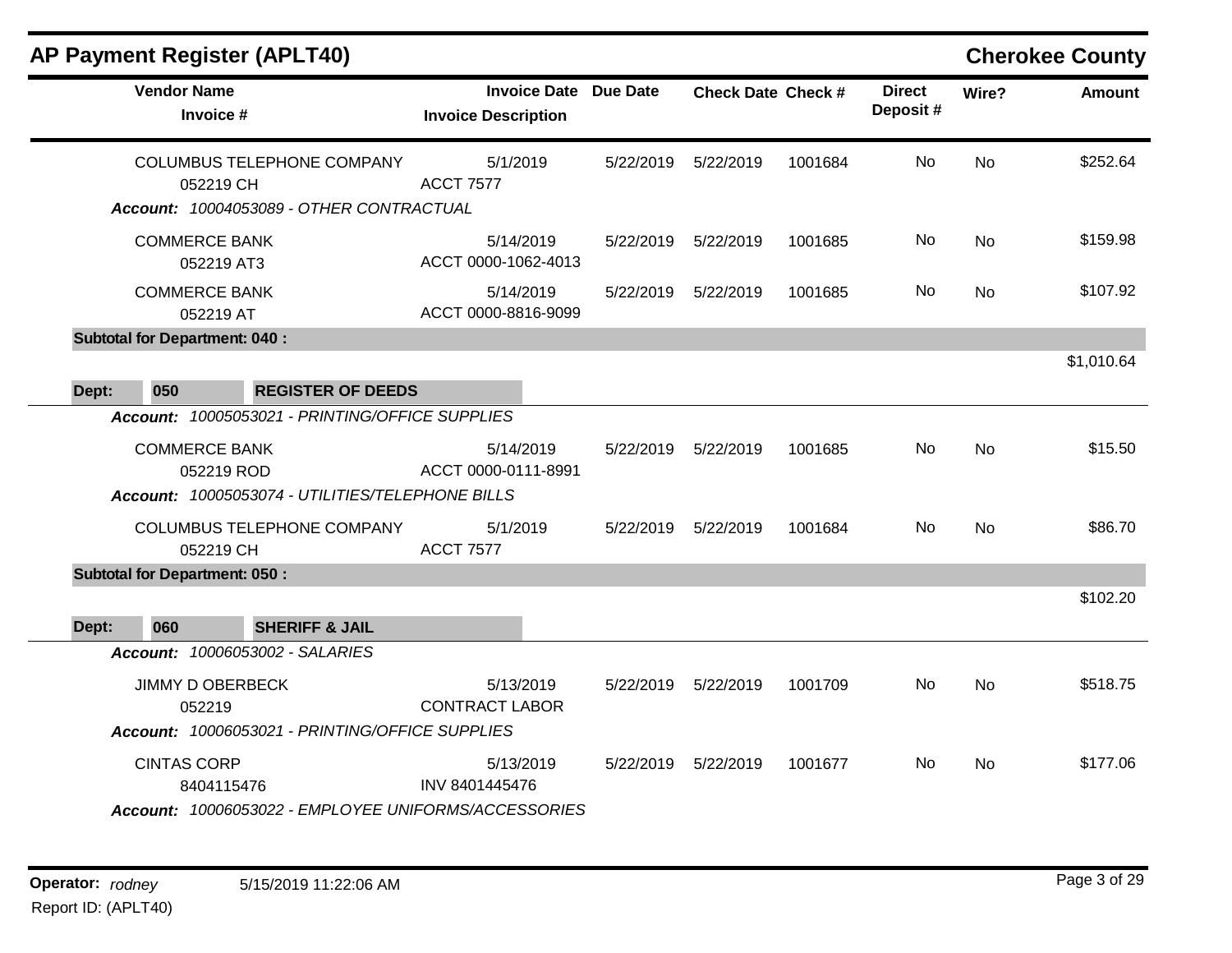## AP Payment Register (APLT40)

**Cherokee County**

| Vendor Name / Invoice # | Invoice Date / Invoice Description | Due Date | Check Date | Check # | Direct Deposit # | Wire? | Amount |
|---|---|---|---|---|---|---|---|
| COLUMBUS TELEPHONE COMPANY<br>052219 CH | 5/1/2019<br>ACCT 7577 | 5/22/2019 | 5/22/2019 | 1001684 | No | No | $252.64 |
| ***Account:* 10004053089 - OTHER CONTRACTUAL** | | | | | | | |
| COMMERCE BANK<br>052219 AT3 | 5/14/2019<br>ACCT 0000-1062-4013 | 5/22/2019 | 5/22/2019 | 1001685 | No | No | $159.98 |
| COMMERCE BANK<br>052219 AT | 5/14/2019<br>ACCT 0000-8816-9099 | 5/22/2019 | 5/22/2019 | 1001685 | No | No | $107.92 |
| **Subtotal for Department: 040 :** | | | | | | | $1,010.64 |
| **Dept: 050 REGISTER OF DEEDS** | | | | | | | |
| ***Account:* 10005053021 - PRINTING/OFFICE SUPPLIES** | | | | | | | |
| COMMERCE BANK<br>052219 ROD | 5/14/2019<br>ACCT 0000-0111-8991 | 5/22/2019 | 5/22/2019 | 1001685 | No | No | $15.50 |
| ***Account:* 10005053074 - UTILITIES/TELEPHONE BILLS** | | | | | | | |
| COLUMBUS TELEPHONE COMPANY<br>052219 CH | 5/1/2019<br>ACCT 7577 | 5/22/2019 | 5/22/2019 | 1001684 | No | No | $86.70 |
| **Subtotal for Department: 050 :** | | | | | | | $102.20 |
| **Dept: 060 SHERIFF & JAIL** | | | | | | | |
| ***Account:* 10006053002 - SALARIES** | | | | | | | |
| JIMMY D OBERBECK<br>052219 | 5/13/2019<br>CONTRACT LABOR | 5/22/2019 | 5/22/2019 | 1001709 | No | No | $518.75 |
| ***Account:* 10006053021 - PRINTING/OFFICE SUPPLIES** | | | | | | | |
| CINTAS CORP<br>8404115476 | 5/13/2019<br>INV 8401445476 | 5/22/2019 | 5/22/2019 | 1001677 | No | No | $177.06 |
| ***Account:* 10006053022 - EMPLOYEE UNIFORMS/ACCESSORIES** | | | | | | | |

**Operator:** *rodney* 5/15/2019 11:22:06 AM

Report ID: (APLT40)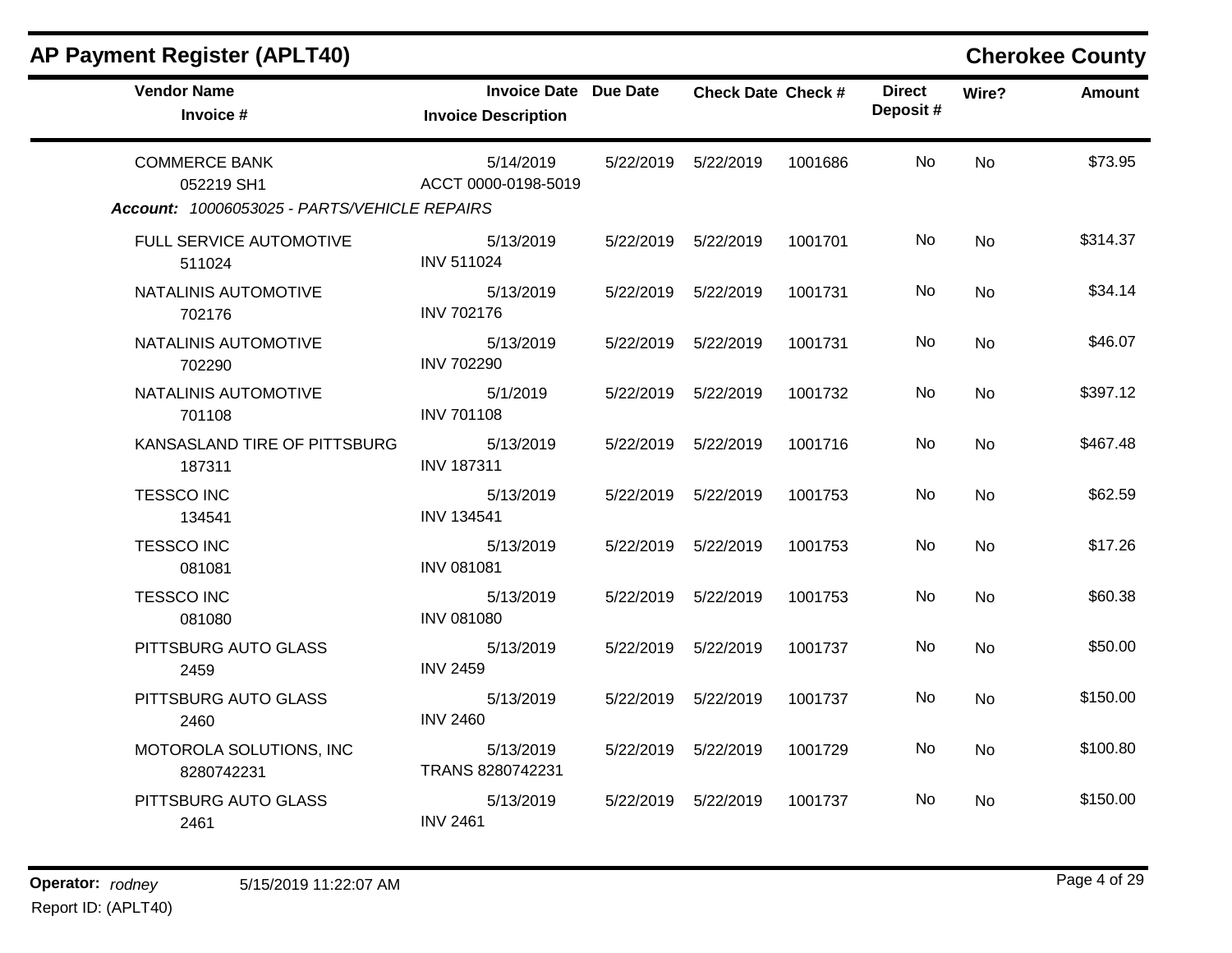## AP Payment Register (APLT40)

**Cherokee County**

| Vendor Name / Invoice # | Invoice Date / Invoice Description | Due Date | Check Date | Check # | Direct Deposit # | Wire? | Amount |
|---|---|---|---|---|---|---|---|
| COMMERCE BANK<br>052219 SH1 | 5/14/2019<br>ACCT 0000-0198-5019 | 5/22/2019 | 5/22/2019 | 1001686 | No | No | $73.95 |

***Account:*** *10006053025 - PARTS/VEHICLE REPAIRS*

| Vendor Name / Invoice # | Invoice Date / Invoice Description | Due Date | Check Date | Check # | Direct Deposit # | Wire? | Amount |
|---|---|---|---|---|---|---|---|
| FULL SERVICE AUTOMOTIVE<br>511024 | 5/13/2019<br>INV 511024 | 5/22/2019 | 5/22/2019 | 1001701 | No | No | $314.37 |
| NATALINIS AUTOMOTIVE<br>702176 | 5/13/2019<br>INV 702176 | 5/22/2019 | 5/22/2019 | 1001731 | No | No | $34.14 |
| NATALINIS AUTOMOTIVE<br>702290 | 5/13/2019<br>INV 702290 | 5/22/2019 | 5/22/2019 | 1001731 | No | No | $46.07 |
| NATALINIS AUTOMOTIVE<br>701108 | 5/1/2019<br>INV 701108 | 5/22/2019 | 5/22/2019 | 1001732 | No | No | $397.12 |
| KANSASLAND TIRE OF PITTSBURG<br>187311 | 5/13/2019<br>INV 187311 | 5/22/2019 | 5/22/2019 | 1001716 | No | No | $467.48 |
| TESSCO INC<br>134541 | 5/13/2019<br>INV 134541 | 5/22/2019 | 5/22/2019 | 1001753 | No | No | $62.59 |
| TESSCO INC<br>081081 | 5/13/2019<br>INV 081081 | 5/22/2019 | 5/22/2019 | 1001753 | No | No | $17.26 |
| TESSCO INC<br>081080 | 5/13/2019<br>INV 081080 | 5/22/2019 | 5/22/2019 | 1001753 | No | No | $60.38 |
| PITTSBURG AUTO GLASS<br>2459 | 5/13/2019<br>INV 2459 | 5/22/2019 | 5/22/2019 | 1001737 | No | No | $50.00 |
| PITTSBURG AUTO GLASS<br>2460 | 5/13/2019<br>INV 2460 | 5/22/2019 | 5/22/2019 | 1001737 | No | No | $150.00 |
| MOTOROLA SOLUTIONS, INC<br>8280742231 | 5/13/2019<br>TRANS 8280742231 | 5/22/2019 | 5/22/2019 | 1001729 | No | No | $100.80 |
| PITTSBURG AUTO GLASS<br>2461 | 5/13/2019<br>INV 2461 | 5/22/2019 | 5/22/2019 | 1001737 | No | No | $150.00 |

**Operator:** *rodney* 5/15/2019 11:22:07 AM
Report ID: (APLT40)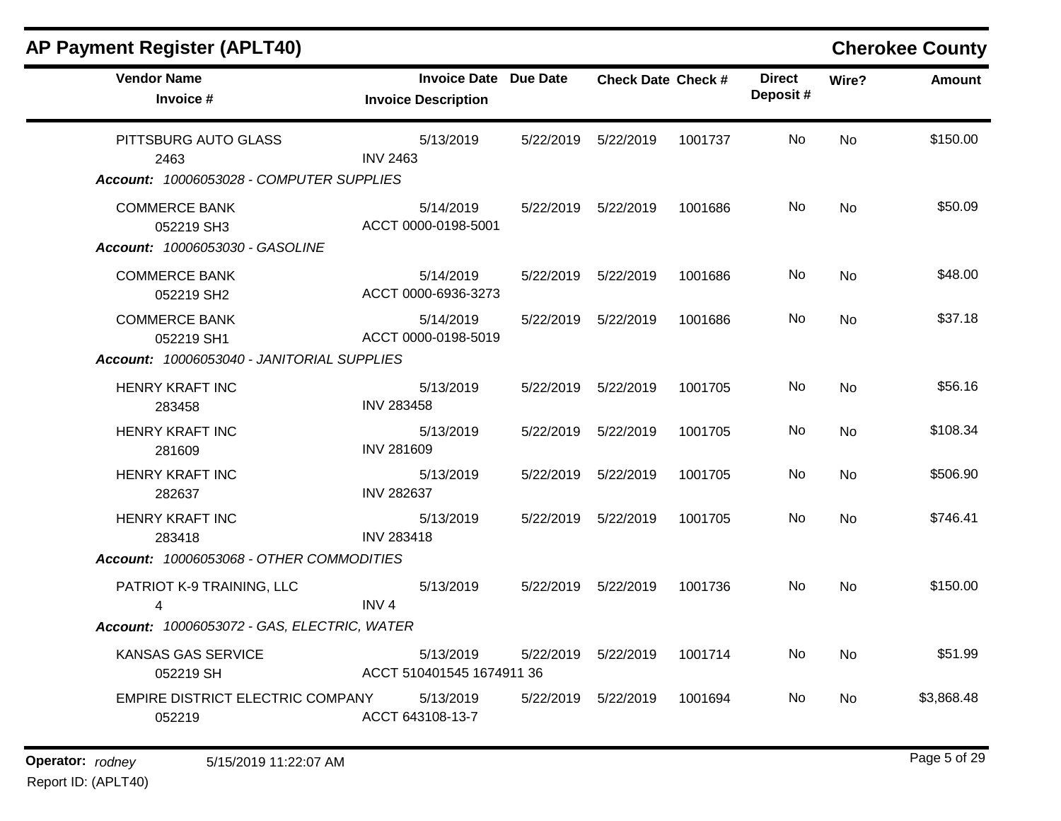## AP Payment Register (APLT40)

**Cherokee County**

| Vendor Name / Invoice # | Invoice Date / Invoice Description | Due Date | Check Date | Check # | Direct Deposit # | Wire? | Amount |
|---|---|---|---|---|---|---|---|
| PITTSBURG AUTO GLASS<br>2463 | 5/13/2019<br>INV 2463 | 5/22/2019 | 5/22/2019 | 1001737 | No | No | $150.00 |
| ***Account: 10006053028 - COMPUTER SUPPLIES*** | | | | | | | |
| COMMERCE BANK<br>052219 SH3 | 5/14/2019<br>ACCT 0000-0198-5001 | 5/22/2019 | 5/22/2019 | 1001686 | No | No | $50.09 |
| ***Account: 10006053030 - GASOLINE*** | | | | | | | |
| COMMERCE BANK<br>052219 SH2 | 5/14/2019<br>ACCT 0000-6936-3273 | 5/22/2019 | 5/22/2019 | 1001686 | No | No | $48.00 |
| COMMERCE BANK<br>052219 SH1 | 5/14/2019<br>ACCT 0000-0198-5019 | 5/22/2019 | 5/22/2019 | 1001686 | No | No | $37.18 |
| ***Account: 10006053040 - JANITORIAL SUPPLIES*** | | | | | | | |
| HENRY KRAFT INC<br>283458 | 5/13/2019<br>INV 283458 | 5/22/2019 | 5/22/2019 | 1001705 | No | No | $56.16 |
| HENRY KRAFT INC<br>281609 | 5/13/2019<br>INV 281609 | 5/22/2019 | 5/22/2019 | 1001705 | No | No | $108.34 |
| HENRY KRAFT INC<br>282637 | 5/13/2019<br>INV 282637 | 5/22/2019 | 5/22/2019 | 1001705 | No | No | $506.90 |
| HENRY KRAFT INC<br>283418 | 5/13/2019<br>INV 283418 | 5/22/2019 | 5/22/2019 | 1001705 | No | No | $746.41 |
| ***Account: 10006053068 - OTHER COMMODITIES*** | | | | | | | |
| PATRIOT K-9 TRAINING, LLC<br>4 | 5/13/2019<br>INV 4 | 5/22/2019 | 5/22/2019 | 1001736 | No | No | $150.00 |
| ***Account: 10006053072 - GAS, ELECTRIC, WATER*** | | | | | | | |
| KANSAS GAS SERVICE<br>052219 SH | 5/13/2019<br>ACCT 510401545 1674911 36 | 5/22/2019 | 5/22/2019 | 1001714 | No | No | $51.99 |
| EMPIRE DISTRICT ELECTRIC COMPANY<br>052219 | 5/13/2019<br>ACCT 643108-13-7 | 5/22/2019 | 5/22/2019 | 1001694 | No | No | $3,868.48 |

**Operator:** *rodney* 5/15/2019 11:22:07 AM

Report ID: (APLT40)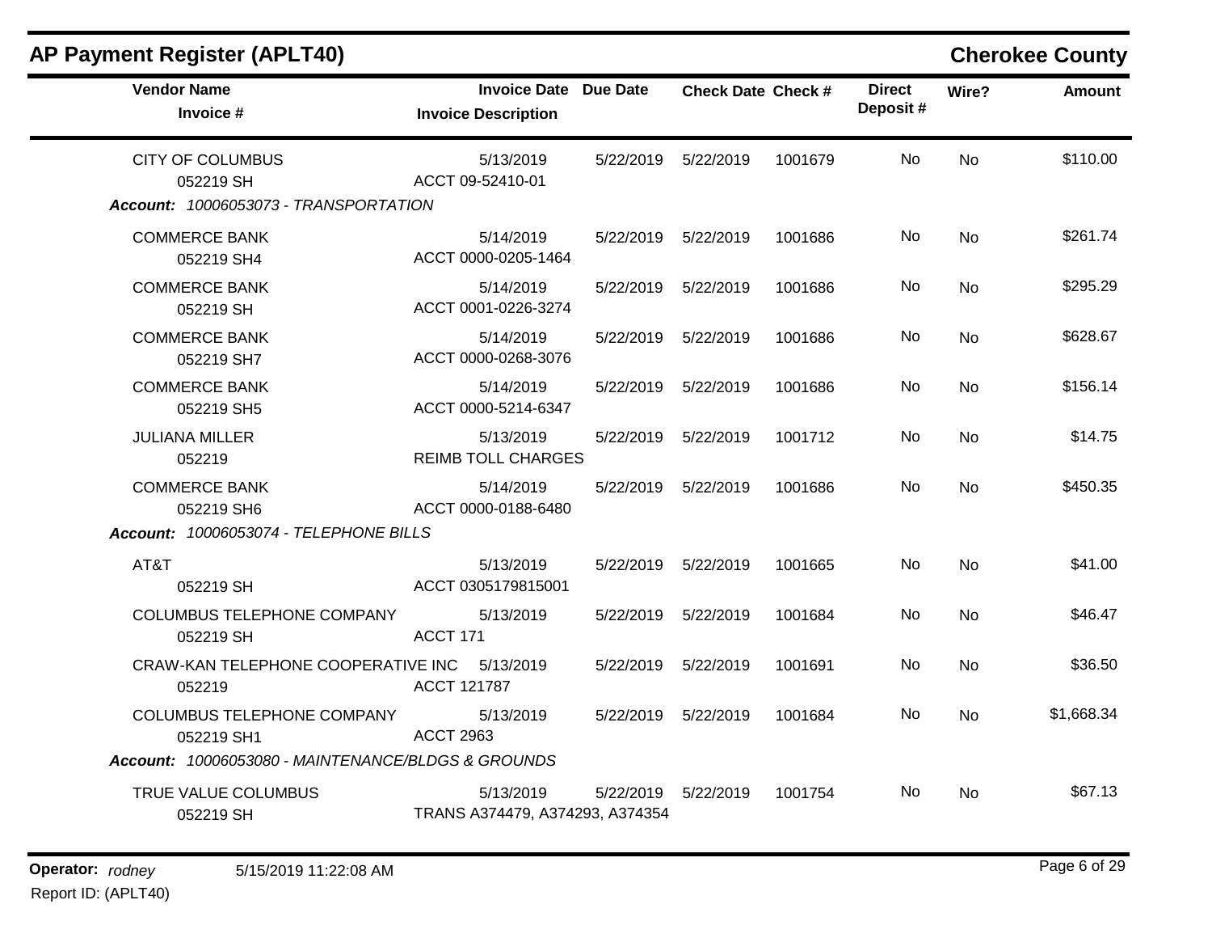## AP Payment Register (APLT40)

**Cherokee County**

| Vendor Name / Invoice # | Invoice Date / Invoice Description | Due Date | Check Date | Check # | Direct Deposit # | Wire? | Amount |
|---|---|---|---|---|---|---|---|
| CITY OF COLUMBUS<br>052219 SH | 5/13/2019<br>ACCT 09-52410-01 | 5/22/2019 | 5/22/2019 | 1001679 | No | No | $110.00 |
| ***Account: 10006053073 - TRANSPORTATION*** | | | | | | | |
| COMMERCE BANK<br>052219 SH4 | 5/14/2019<br>ACCT 0000-0205-1464 | 5/22/2019 | 5/22/2019 | 1001686 | No | No | $261.74 |
| COMMERCE BANK<br>052219 SH | 5/14/2019<br>ACCT 0001-0226-3274 | 5/22/2019 | 5/22/2019 | 1001686 | No | No | $295.29 |
| COMMERCE BANK<br>052219 SH7 | 5/14/2019<br>ACCT 0000-0268-3076 | 5/22/2019 | 5/22/2019 | 1001686 | No | No | $628.67 |
| COMMERCE BANK<br>052219 SH5 | 5/14/2019<br>ACCT 0000-5214-6347 | 5/22/2019 | 5/22/2019 | 1001686 | No | No | $156.14 |
| JULIANA MILLER<br>052219 | 5/13/2019<br>REIMB TOLL CHARGES | 5/22/2019 | 5/22/2019 | 1001712 | No | No | $14.75 |
| COMMERCE BANK<br>052219 SH6 | 5/14/2019<br>ACCT 0000-0188-6480 | 5/22/2019 | 5/22/2019 | 1001686 | No | No | $450.35 |
| ***Account: 10006053074 - TELEPHONE BILLS*** | | | | | | | |
| AT&T<br>052219 SH | 5/13/2019<br>ACCT 0305179815001 | 5/22/2019 | 5/22/2019 | 1001665 | No | No | $41.00 |
| COLUMBUS TELEPHONE COMPANY<br>052219 SH | 5/13/2019<br>ACCT 171 | 5/22/2019 | 5/22/2019 | 1001684 | No | No | $46.47 |
| CRAW-KAN TELEPHONE COOPERATIVE INC<br>052219 | 5/13/2019<br>ACCT 121787 | 5/22/2019 | 5/22/2019 | 1001691 | No | No | $36.50 |
| COLUMBUS TELEPHONE COMPANY<br>052219 SH1 | 5/13/2019<br>ACCT 2963 | 5/22/2019 | 5/22/2019 | 1001684 | No | No | $1,668.34 |
| ***Account: 10006053080 - MAINTENANCE/BLDGS & GROUNDS*** | | | | | | | |
| TRUE VALUE COLUMBUS<br>052219 SH | 5/13/2019<br>TRANS A374479, A374293, A374354 | 5/22/2019 | 5/22/2019 | 1001754 | No | No | $67.13 |

**Operator:** *rodney* 5/15/2019 11:22:08 AM
Report ID: (APLT40)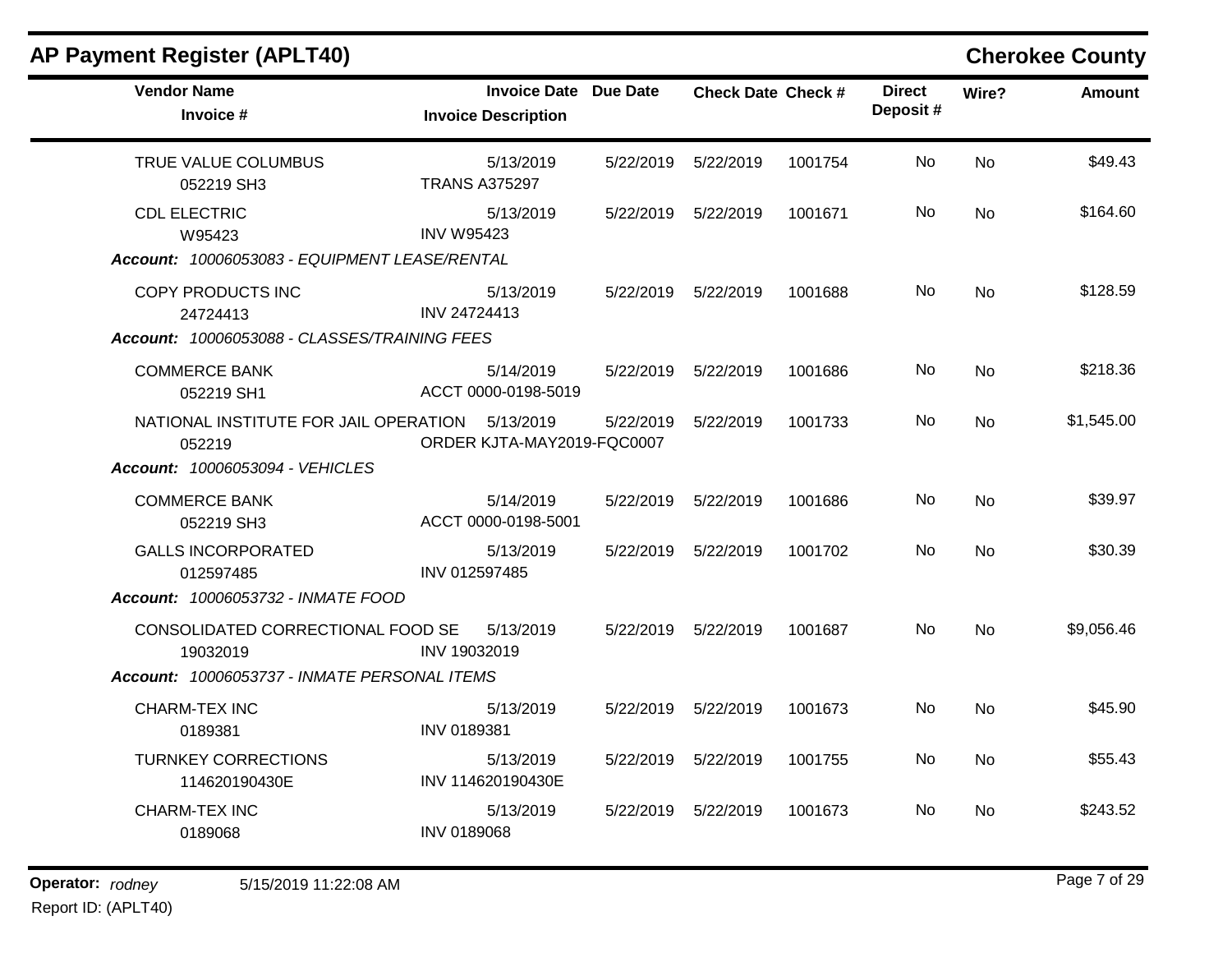## AP Payment Register (APLT40)

**Cherokee County**

| Vendor Name / Invoice # | Invoice Date / Invoice Description | Due Date | Check Date | Check # | Direct Deposit # | Wire? | Amount |
|---|---|---|---|---|---|---|---|
| TRUE VALUE COLUMBUS<br>052219 SH3 | 5/13/2019<br>TRANS A375297 | 5/22/2019 | 5/22/2019 | 1001754 | No | No | $49.43 |
| CDL ELECTRIC<br>W95423 | 5/13/2019<br>INV W95423 | 5/22/2019 | 5/22/2019 | 1001671 | No | No | $164.60 |
| ***Account:*** *10006053083 - EQUIPMENT LEASE/RENTAL* | | | | | | | |
| COPY PRODUCTS INC<br>24724413 | 5/13/2019<br>INV 24724413 | 5/22/2019 | 5/22/2019 | 1001688 | No | No | $128.59 |
| ***Account:*** *10006053088 - CLASSES/TRAINING FEES* | | | | | | | |
| COMMERCE BANK<br>052219 SH1 | 5/14/2019<br>ACCT 0000-0198-5019 | 5/22/2019 | 5/22/2019 | 1001686 | No | No | $218.36 |
| NATIONAL INSTITUTE FOR JAIL OPERATION<br>052219 | 5/13/2019<br>ORDER KJTA-MAY2019-FQC0007 | 5/22/2019 | 5/22/2019 | 1001733 | No | No | $1,545.00 |
| ***Account:*** *10006053094 - VEHICLES* | | | | | | | |
| COMMERCE BANK<br>052219 SH3 | 5/14/2019<br>ACCT 0000-0198-5001 | 5/22/2019 | 5/22/2019 | 1001686 | No | No | $39.97 |
| GALLS INCORPORATED<br>012597485 | 5/13/2019<br>INV 012597485 | 5/22/2019 | 5/22/2019 | 1001702 | No | No | $30.39 |
| ***Account:*** *10006053732 - INMATE FOOD* | | | | | | | |
| CONSOLIDATED CORRECTIONAL FOOD SE<br>19032019 | 5/13/2019<br>INV 19032019 | 5/22/2019 | 5/22/2019 | 1001687 | No | No | $9,056.46 |
| ***Account:*** *10006053737 - INMATE PERSONAL ITEMS* | | | | | | | |
| CHARM-TEX INC<br>0189381 | 5/13/2019<br>INV 0189381 | 5/22/2019 | 5/22/2019 | 1001673 | No | No | $45.90 |
| TURNKEY CORRECTIONS<br>114620190430E | 5/13/2019<br>INV 114620190430E | 5/22/2019 | 5/22/2019 | 1001755 | No | No | $55.43 |
| CHARM-TEX INC<br>0189068 | 5/13/2019<br>INV 0189068 | 5/22/2019 | 5/22/2019 | 1001673 | No | No | $243.52 |

**Operator:** *rodney* 5/15/2019 11:22:08 AM
Report ID: (APLT40)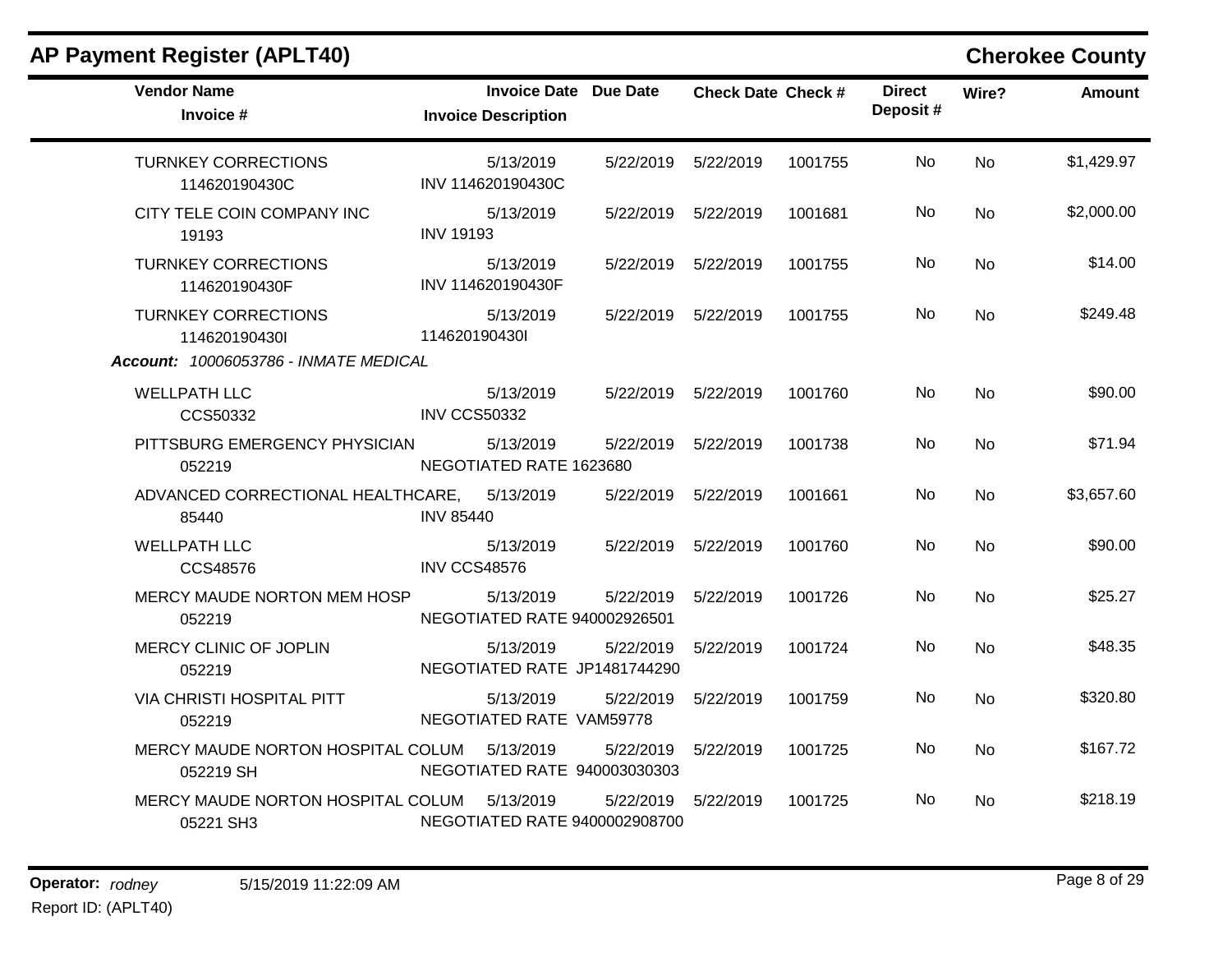## AP Payment Register (APLT40)

**Cherokee County**

| Vendor Name / Invoice # | Invoice Date / Invoice Description | Due Date | Check Date | Check # | Direct Deposit # | Wire? | Amount |
|---|---|---|---|---|---|---|---|
| TURNKEY CORRECTIONS<br>114620190430C | 5/13/2019<br>INV 114620190430C | 5/22/2019 | 5/22/2019 | 1001755 | No | No | $1,429.97 |
| CITY TELE COIN COMPANY INC<br>19193 | 5/13/2019<br>INV 19193 | 5/22/2019 | 5/22/2019 | 1001681 | No | No | $2,000.00 |
| TURNKEY CORRECTIONS<br>114620190430F | 5/13/2019<br>INV 114620190430F | 5/22/2019 | 5/22/2019 | 1001755 | No | No | $14.00 |
| TURNKEY CORRECTIONS<br>114620190430I | 5/13/2019<br>114620190430I | 5/22/2019 | 5/22/2019 | 1001755 | No | No | $249.48 |
| ***Account:** 10006053786 - INMATE MEDICAL* | | | | | | | |
| WELLPATH LLC<br>CCS50332 | 5/13/2019<br>INV CCS50332 | 5/22/2019 | 5/22/2019 | 1001760 | No | No | $90.00 |
| PITTSBURG EMERGENCY PHYSICIAN<br>052219 | 5/13/2019<br>NEGOTIATED RATE 1623680 | 5/22/2019 | 5/22/2019 | 1001738 | No | No | $71.94 |
| ADVANCED CORRECTIONAL HEALTHCARE,<br>85440 | 5/13/2019<br>INV 85440 | 5/22/2019 | 5/22/2019 | 1001661 | No | No | $3,657.60 |
| WELLPATH LLC<br>CCS48576 | 5/13/2019<br>INV CCS48576 | 5/22/2019 | 5/22/2019 | 1001760 | No | No | $90.00 |
| MERCY MAUDE NORTON MEM HOSP<br>052219 | 5/13/2019<br>NEGOTIATED RATE 940002926501 | 5/22/2019 | 5/22/2019 | 1001726 | No | No | $25.27 |
| MERCY CLINIC OF JOPLIN<br>052219 | 5/13/2019<br>NEGOTIATED RATE JP1481744290 | 5/22/2019 | 5/22/2019 | 1001724 | No | No | $48.35 |
| VIA CHRISTI HOSPITAL PITT<br>052219 | 5/13/2019<br>NEGOTIATED RATE VAM59778 | 5/22/2019 | 5/22/2019 | 1001759 | No | No | $320.80 |
| MERCY MAUDE NORTON HOSPITAL COLUM<br>052219 SH | 5/13/2019<br>NEGOTIATED RATE 940003030303 | 5/22/2019 | 5/22/2019 | 1001725 | No | No | $167.72 |
| MERCY MAUDE NORTON HOSPITAL COLUM<br>05221 SH3 | 5/13/2019<br>NEGOTIATED RATE 9400002908700 | 5/22/2019 | 5/22/2019 | 1001725 | No | No | $218.19 |

**Operator:** *rodney* 5/15/2019 11:22:09 AM

Report ID: (APLT40)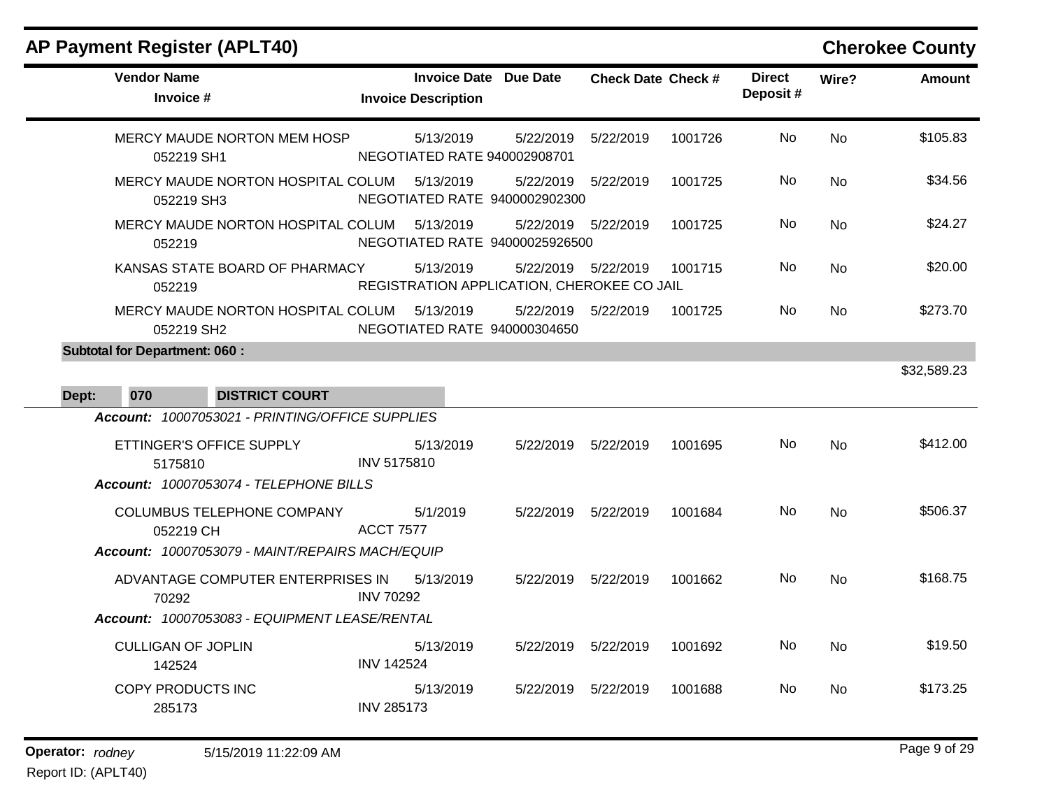## AP Payment Register (APLT40)

**Cherokee County**

| Vendor Name / Invoice # | Invoice Date / Invoice Description | Due Date | Check Date | Check # | Direct Deposit # | Wire? | Amount |
|---|---|---|---|---|---|---|---|
| MERCY MAUDE NORTON MEM HOSP<br>052219 SH1 | 5/13/2019<br>NEGOTIATED RATE 940002908701 | 5/22/2019 | 5/22/2019 | 1001726 | No | No | $105.83 |
| MERCY MAUDE NORTON HOSPITAL COLUM<br>052219 SH3 | 5/13/2019<br>NEGOTIATED RATE 9400002902300 | 5/22/2019 | 5/22/2019 | 1001725 | No | No | $34.56 |
| MERCY MAUDE NORTON HOSPITAL COLUM<br>052219 | 5/13/2019<br>NEGOTIATED RATE 94000025926500 | 5/22/2019 | 5/22/2019 | 1001725 | No | No | $24.27 |
| KANSAS STATE BOARD OF PHARMACY<br>052219 | 5/13/2019<br>REGISTRATION APPLICATION, CHEROKEE CO JAIL | 5/22/2019 | 5/22/2019 | 1001715 | No | No | $20.00 |
| MERCY MAUDE NORTON HOSPITAL COLUM<br>052219 SH2 | 5/13/2019<br>NEGOTIATED RATE 940000304650 | 5/22/2019 | 5/22/2019 | 1001725 | No | No | $273.70 |

**Subtotal for Department: 060 :** $32,589.23

**Dept: 070 DISTRICT COURT**

| Vendor Name / Invoice # | Invoice Date / Invoice Description | Due Date | Check Date | Check # | Direct Deposit # | Wire? | Amount |
|---|---|---|---|---|---|---|---|
| ***Account: 10007053021 - PRINTING/OFFICE SUPPLIES*** | | | | | | | |
| ETTINGER'S OFFICE SUPPLY<br>5175810 | 5/13/2019<br>INV 5175810 | 5/22/2019 | 5/22/2019 | 1001695 | No | No | $412.00 |
| ***Account: 10007053074 - TELEPHONE BILLS*** | | | | | | | |
| COLUMBUS TELEPHONE COMPANY<br>052219 CH | 5/1/2019<br>ACCT 7577 | 5/22/2019 | 5/22/2019 | 1001684 | No | No | $506.37 |
| ***Account: 10007053079 - MAINT/REPAIRS MACH/EQUIP*** | | | | | | | |
| ADVANTAGE COMPUTER ENTERPRISES IN<br>70292 | 5/13/2019<br>INV 70292 | 5/22/2019 | 5/22/2019 | 1001662 | No | No | $168.75 |
| ***Account: 10007053083 - EQUIPMENT LEASE/RENTAL*** | | | | | | | |
| CULLIGAN OF JOPLIN<br>142524 | 5/13/2019<br>INV 142524 | 5/22/2019 | 5/22/2019 | 1001692 | No | No | $19.50 |
| COPY PRODUCTS INC<br>285173 | 5/13/2019<br>INV 285173 | 5/22/2019 | 5/22/2019 | 1001688 | No | No | $173.25 |

Operator: *rodney* 5/15/2019 11:22:09 AM

Report ID: (APLT40)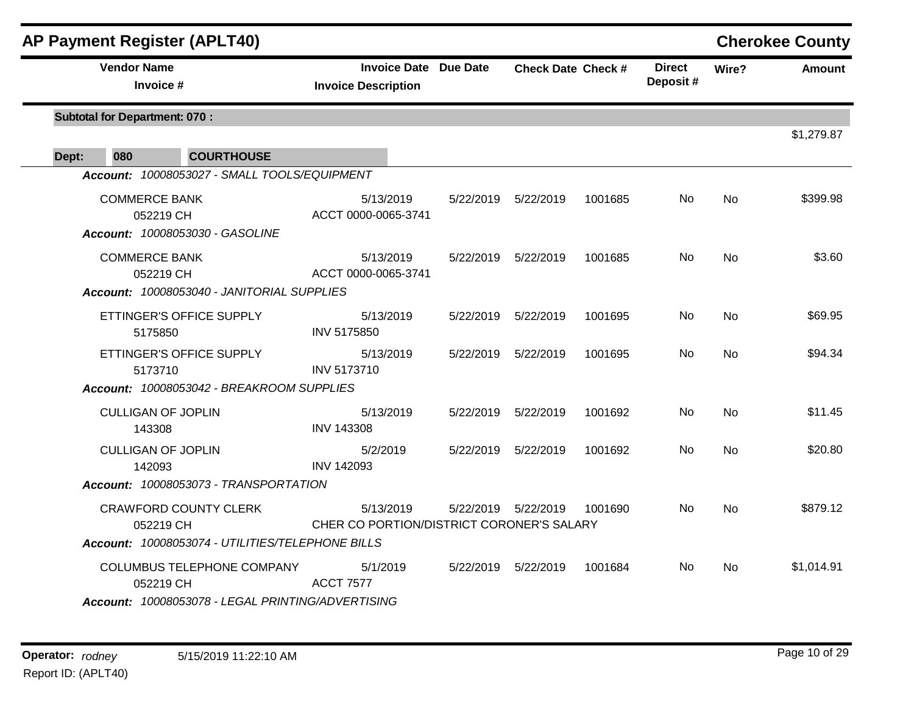# AP Payment Register (APLT40)

**Cherokee County**

| Vendor Name / Invoice # | Invoice Date / Invoice Description | Due Date | Check Date | Check # | Direct Deposit # | Wire? | Amount |
|---|---|---|---|---|---|---|---|
| **Subtotal for Department: 070 :** | | | | | | | $1,279.87 |
| **Dept: 080 COURTHOUSE** | | | | | | | |
| ***Account: 10008053027 - SMALL TOOLS/EQUIPMENT*** | | | | | | | |
| COMMERCE BANK<br>052219 CH | 5/13/2019<br>ACCT 0000-0065-3741 | 5/22/2019 | 5/22/2019 | 1001685 | No | No | $399.98 |
| ***Account: 10008053030 - GASOLINE*** | | | | | | | |
| COMMERCE BANK<br>052219 CH | 5/13/2019<br>ACCT 0000-0065-3741 | 5/22/2019 | 5/22/2019 | 1001685 | No | No | $3.60 |
| ***Account: 10008053040 - JANITORIAL SUPPLIES*** | | | | | | | |
| ETTINGER'S OFFICE SUPPLY<br>5175850 | 5/13/2019<br>INV 5175850 | 5/22/2019 | 5/22/2019 | 1001695 | No | No | $69.95 |
| ETTINGER'S OFFICE SUPPLY<br>5173710 | 5/13/2019<br>INV 5173710 | 5/22/2019 | 5/22/2019 | 1001695 | No | No | $94.34 |
| ***Account: 10008053042 - BREAKROOM SUPPLIES*** | | | | | | | |
| CULLIGAN OF JOPLIN<br>143308 | 5/13/2019<br>INV 143308 | 5/22/2019 | 5/22/2019 | 1001692 | No | No | $11.45 |
| CULLIGAN OF JOPLIN<br>142093 | 5/2/2019<br>INV 142093 | 5/22/2019 | 5/22/2019 | 1001692 | No | No | $20.80 |
| ***Account: 10008053073 - TRANSPORTATION*** | | | | | | | |
| CRAWFORD COUNTY CLERK<br>052219 CH | 5/13/2019<br>CHER CO PORTION/DISTRICT CORONER'S SALARY | 5/22/2019 | 5/22/2019 | 1001690 | No | No | $879.12 |
| ***Account: 10008053074 - UTILITIES/TELEPHONE BILLS*** | | | | | | | |
| COLUMBUS TELEPHONE COMPANY<br>052219 CH | 5/1/2019<br>ACCT 7577 | 5/22/2019 | 5/22/2019 | 1001684 | No | No | $1,014.91 |
| ***Account: 10008053078 - LEGAL PRINTING/ADVERTISING*** | | | | | | | |

Operator: *rodney* 5/15/2019 11:22:10 AM

Report ID: (APLT40)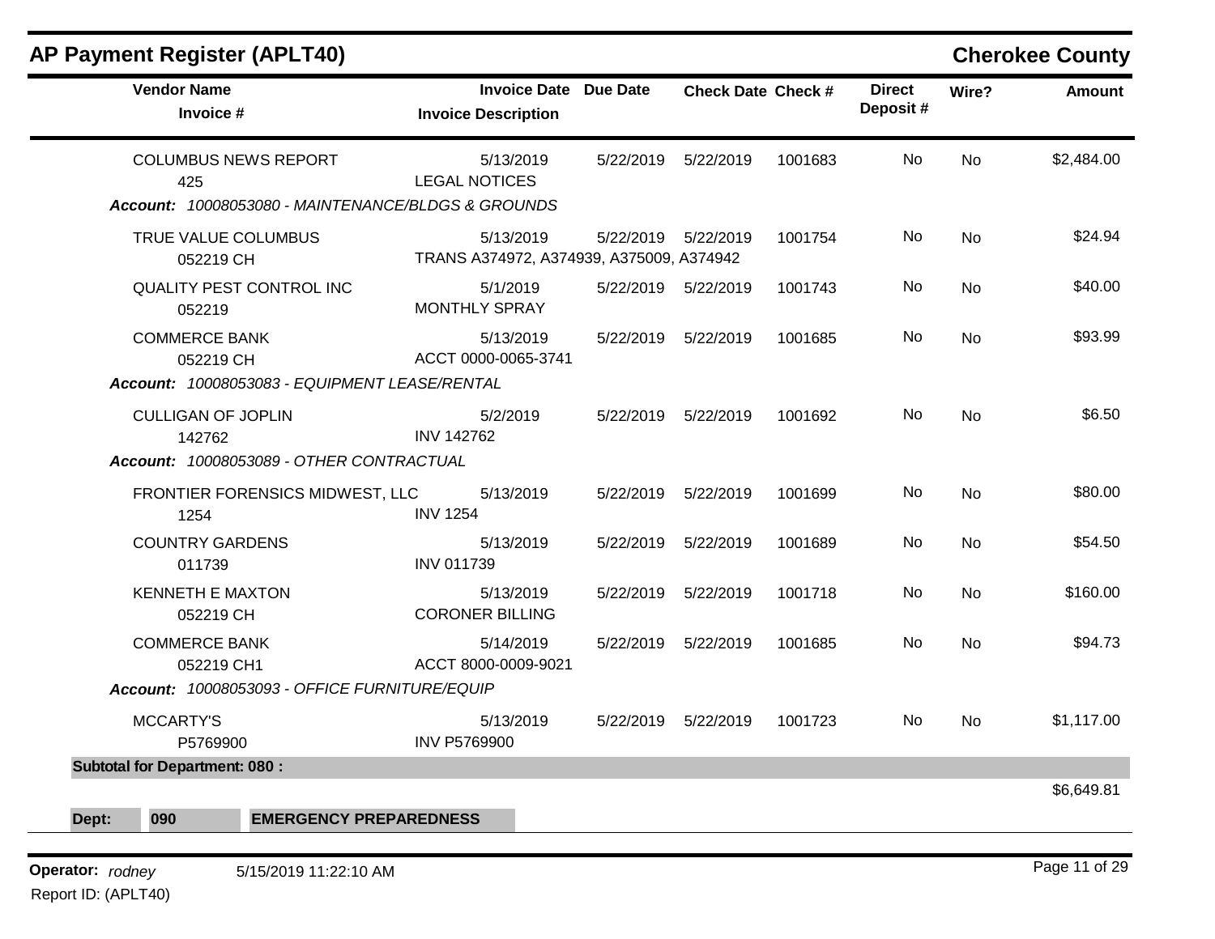## AP Payment Register (APLT40)

**Cherokee County**

| Vendor Name / Invoice # | Invoice Date / Invoice Description | Due Date | Check Date | Check # | Direct Deposit # | Wire? | Amount |
|---|---|---|---|---|---|---|---|
| COLUMBUS NEWS REPORT<br>425 | 5/13/2019<br>LEGAL NOTICES | 5/22/2019 | 5/22/2019 | 1001683 | No | No | $2,484.00 |
| ***Account: 10008053080 - MAINTENANCE/BLDGS & GROUNDS*** | | | | | | | |
| TRUE VALUE COLUMBUS<br>052219 CH | 5/13/2019<br>TRANS A374972, A374939, A375009, A374942 | 5/22/2019 | 5/22/2019 | 1001754 | No | No | $24.94 |
| QUALITY PEST CONTROL INC<br>052219 | 5/1/2019<br>MONTHLY SPRAY | 5/22/2019 | 5/22/2019 | 1001743 | No | No | $40.00 |
| COMMERCE BANK<br>052219 CH | 5/13/2019<br>ACCT 0000-0065-3741 | 5/22/2019 | 5/22/2019 | 1001685 | No | No | $93.99 |
| ***Account: 10008053083 - EQUIPMENT LEASE/RENTAL*** | | | | | | | |
| CULLIGAN OF JOPLIN<br>142762 | 5/2/2019<br>INV 142762 | 5/22/2019 | 5/22/2019 | 1001692 | No | No | $6.50 |
| ***Account: 10008053089 - OTHER CONTRACTUAL*** | | | | | | | |
| FRONTIER FORENSICS MIDWEST, LLC<br>1254 | 5/13/2019<br>INV 1254 | 5/22/2019 | 5/22/2019 | 1001699 | No | No | $80.00 |
| COUNTRY GARDENS<br>011739 | 5/13/2019<br>INV 011739 | 5/22/2019 | 5/22/2019 | 1001689 | No | No | $54.50 |
| KENNETH E MAXTON<br>052219 CH | 5/13/2019<br>CORONER BILLING | 5/22/2019 | 5/22/2019 | 1001718 | No | No | $160.00 |
| COMMERCE BANK<br>052219 CH1 | 5/14/2019<br>ACCT 8000-0009-9021 | 5/22/2019 | 5/22/2019 | 1001685 | No | No | $94.73 |
| ***Account: 10008053093 - OFFICE FURNITURE/EQUIP*** | | | | | | | |
| MCCARTY'S<br>P5769900 | 5/13/2019<br>INV P5769900 | 5/22/2019 | 5/22/2019 | 1001723 | No | No | $1,117.00 |
| **Subtotal for Department: 080 :** | | | | | | | $6,649.81 |

**Dept: 090 EMERGENCY PREPAREDNESS**

**Operator:** *rodney* 5/15/2019 11:22:10 AM

Report ID: (APLT40)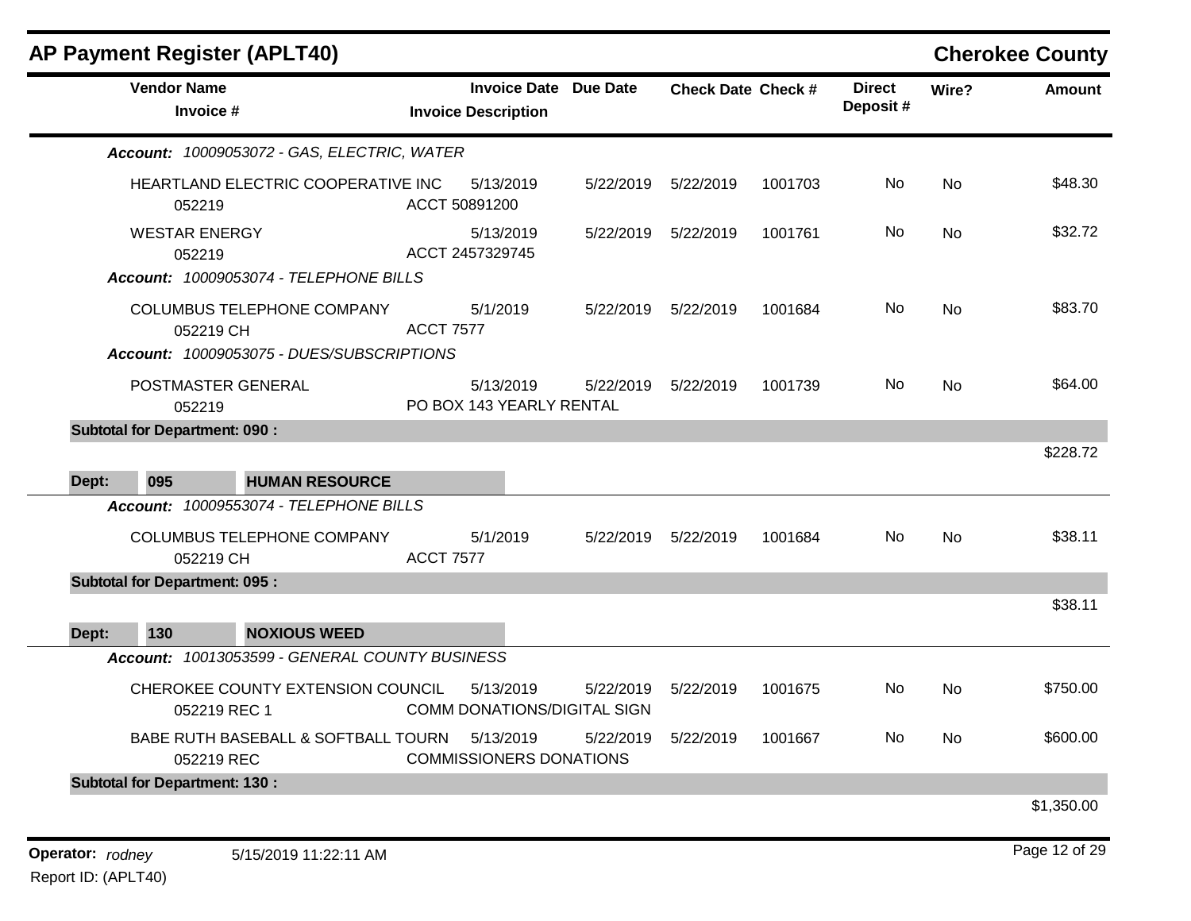## AP Payment Register (APLT40) — Cherokee County

| Vendor Name / Invoice # | Invoice Date / Invoice Description | Due Date | Check Date | Check # | Direct Deposit # | Wire? | Amount |
|---|---|---|---|---|---|---|---|
| ***Account:** 10009053072 - GAS, ELECTRIC, WATER* | | | | | | | |
| HEARTLAND ELECTRIC COOPERATIVE INC<br>052219 | 5/13/2019<br>ACCT 50891200 | 5/22/2019 | 5/22/2019 | 1001703 | No | No | $48.30 |
| WESTAR ENERGY<br>052219 | 5/13/2019<br>ACCT 2457329745 | 5/22/2019 | 5/22/2019 | 1001761 | No | No | $32.72 |
| ***Account:** 10009053074 - TELEPHONE BILLS* | | | | | | | |
| COLUMBUS TELEPHONE COMPANY<br>052219 CH | 5/1/2019<br>ACCT 7577 | 5/22/2019 | 5/22/2019 | 1001684 | No | No | $83.70 |
| ***Account:** 10009053075 - DUES/SUBSCRIPTIONS* | | | | | | | |
| POSTMASTER GENERAL<br>052219 | 5/13/2019<br>PO BOX 143 YEARLY RENTAL | 5/22/2019 | 5/22/2019 | 1001739 | No | No | $64.00 |
| **Subtotal for Department: 090 :** | | | | | | | $228.72 |
| **Dept: 095 HUMAN RESOURCE** | | | | | | | |
| ***Account:** 10009553074 - TELEPHONE BILLS* | | | | | | | |
| COLUMBUS TELEPHONE COMPANY<br>052219 CH | 5/1/2019<br>ACCT 7577 | 5/22/2019 | 5/22/2019 | 1001684 | No | No | $38.11 |
| **Subtotal for Department: 095 :** | | | | | | | $38.11 |
| **Dept: 130 NOXIOUS WEED** | | | | | | | |
| ***Account:** 10013053599 - GENERAL COUNTY BUSINESS* | | | | | | | |
| CHEROKEE COUNTY EXTENSION COUNCIL<br>052219 REC 1 | 5/13/2019<br>COMM DONATIONS/DIGITAL SIGN | 5/22/2019 | 5/22/2019 | 1001675 | No | No | $750.00 |
| BABE RUTH BASEBALL & SOFTBALL TOURN<br>052219 REC | 5/13/2019<br>COMMISSIONERS DONATIONS | 5/22/2019 | 5/22/2019 | 1001667 | No | No | $600.00 |
| **Subtotal for Department: 130 :** | | | | | | | $1,350.00 |

**Operator:** *rodney* 5/15/2019 11:22:11 AM
Report ID: (APLT40)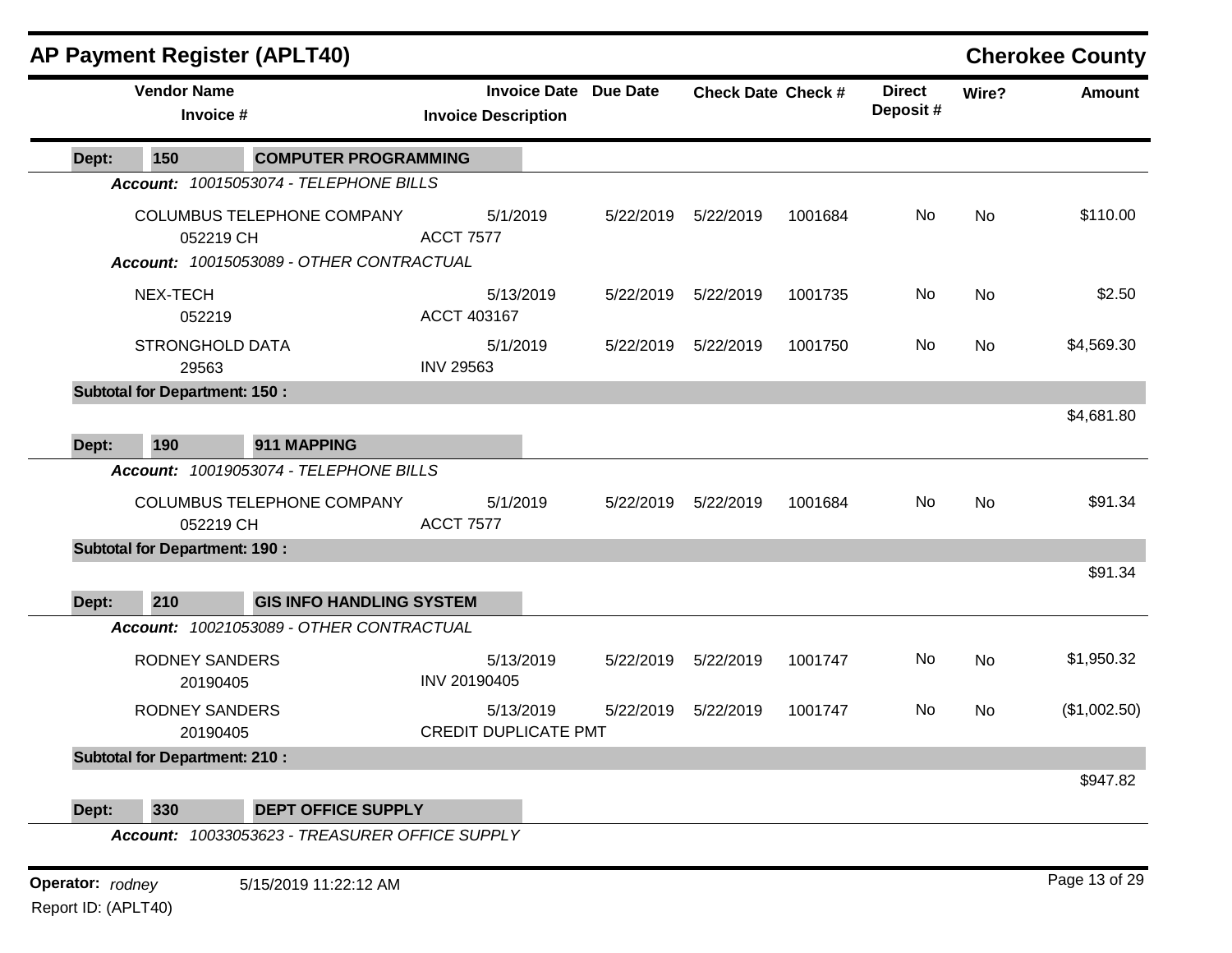## AP Payment Register (APLT40) — Cherokee County

| Vendor Name / Invoice # | Invoice Date / Invoice Description | Due Date | Check Date | Check # | Direct Deposit # | Wire? | Amount |
|---|---|---|---|---|---|---|---|
| **Dept: 150 COMPUTER PROGRAMMING** | | | | | | | |
| ***Account: 10015053074 - TELEPHONE BILLS*** | | | | | | | |
| COLUMBUS TELEPHONE COMPANY<br>052219 CH | 5/1/2019<br>ACCT 7577 | 5/22/2019 | 5/22/2019 | 1001684 | No | No | $110.00 |
| ***Account: 10015053089 - OTHER CONTRACTUAL*** | | | | | | | |
| NEX-TECH<br>052219 | 5/13/2019<br>ACCT 403167 | 5/22/2019 | 5/22/2019 | 1001735 | No | No | $2.50 |
| STRONGHOLD DATA<br>29563 | 5/1/2019<br>INV 29563 | 5/22/2019 | 5/22/2019 | 1001750 | No | No | $4,569.30 |
| **Subtotal for Department: 150 :** | | | | | | | $4,681.80 |
| **Dept: 190 911 MAPPING** | | | | | | | |
| ***Account: 10019053074 - TELEPHONE BILLS*** | | | | | | | |
| COLUMBUS TELEPHONE COMPANY<br>052219 CH | 5/1/2019<br>ACCT 7577 | 5/22/2019 | 5/22/2019 | 1001684 | No | No | $91.34 |
| **Subtotal for Department: 190 :** | | | | | | | $91.34 |
| **Dept: 210 GIS INFO HANDLING SYSTEM** | | | | | | | |
| ***Account: 10021053089 - OTHER CONTRACTUAL*** | | | | | | | |
| RODNEY SANDERS<br>20190405 | 5/13/2019<br>INV 20190405 | 5/22/2019 | 5/22/2019 | 1001747 | No | No | $1,950.32 |
| RODNEY SANDERS<br>20190405 | 5/13/2019<br>CREDIT DUPLICATE PMT | 5/22/2019 | 5/22/2019 | 1001747 | No | No | ($1,002.50) |
| **Subtotal for Department: 210 :** | | | | | | | $947.82 |
| **Dept: 330 DEPT OFFICE SUPPLY** | | | | | | | |
| ***Account: 10033053623 - TREASURER OFFICE SUPPLY*** | | | | | | | |

**Operator:** *rodney* 5/15/2019 11:22:12 AM
Report ID: (APLT40)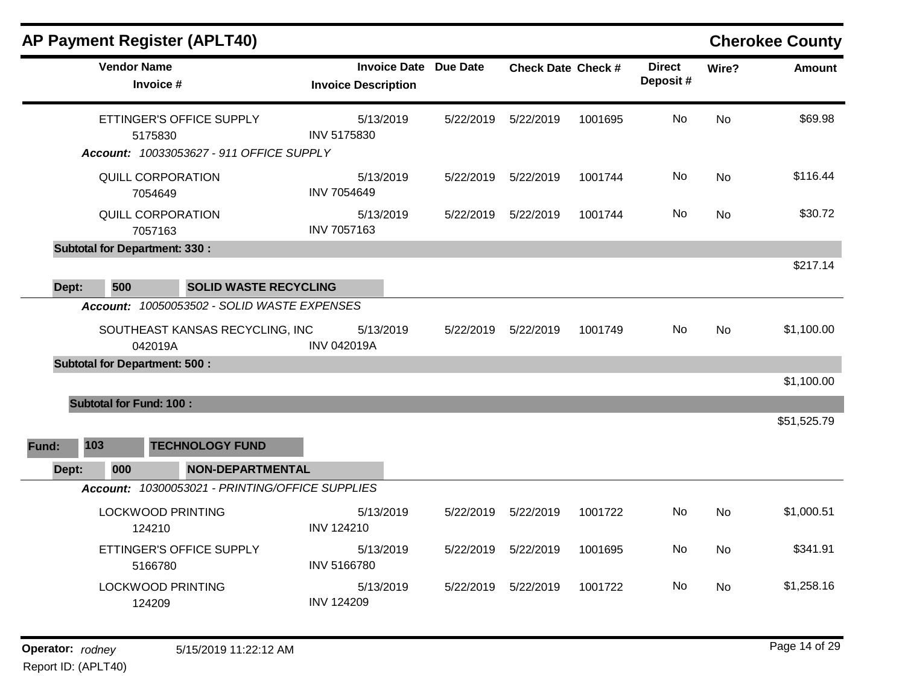## AP Payment Register (APLT40)

**Cherokee County**

| Vendor Name / Invoice # | Invoice Date / Invoice Description | Due Date | Check Date | Check # | Direct Deposit # | Wire? | Amount |
|---|---|---|---|---|---|---|---|
| ETTINGER'S OFFICE SUPPLY<br>5175830 | 5/13/2019<br>INV 5175830 | 5/22/2019 | 5/22/2019 | 1001695 | No | No | $69.98 |
| ***Account:*** *10033053627 - 911 OFFICE SUPPLY* | | | | | | | |
| QUILL CORPORATION<br>7054649 | 5/13/2019<br>INV 7054649 | 5/22/2019 | 5/22/2019 | 1001744 | No | No | $116.44 |
| QUILL CORPORATION<br>7057163 | 5/13/2019<br>INV 7057163 | 5/22/2019 | 5/22/2019 | 1001744 | No | No | $30.72 |
| **Subtotal for Department: 330 :** | | | | | | | $217.14 |
| **Dept: 500 SOLID WASTE RECYCLING** | | | | | | | |
| ***Account:*** *10050053502 - SOLID WASTE EXPENSES* | | | | | | | |
| SOUTHEAST KANSAS RECYCLING, INC<br>042019A | 5/13/2019<br>INV 042019A | 5/22/2019 | 5/22/2019 | 1001749 | No | No | $1,100.00 |
| **Subtotal for Department: 500 :** | | | | | | | $1,100.00 |
| **Subtotal for Fund: 100 :** | | | | | | | $51,525.79 |
| **Fund: 103 TECHNOLOGY FUND** | | | | | | | |
| **Dept: 000 NON-DEPARTMENTAL** | | | | | | | |
| ***Account:*** *10300053021 - PRINTING/OFFICE SUPPLIES* | | | | | | | |
| LOCKWOOD PRINTING<br>124210 | 5/13/2019<br>INV 124210 | 5/22/2019 | 5/22/2019 | 1001722 | No | No | $1,000.51 |
| ETTINGER'S OFFICE SUPPLY<br>5166780 | 5/13/2019<br>INV 5166780 | 5/22/2019 | 5/22/2019 | 1001695 | No | No | $341.91 |
| LOCKWOOD PRINTING<br>124209 | 5/13/2019<br>INV 124209 | 5/22/2019 | 5/22/2019 | 1001722 | No | No | $1,258.16 |

**Operator:** *rodney* 5/15/2019 11:22:12 AM
Report ID: (APLT40)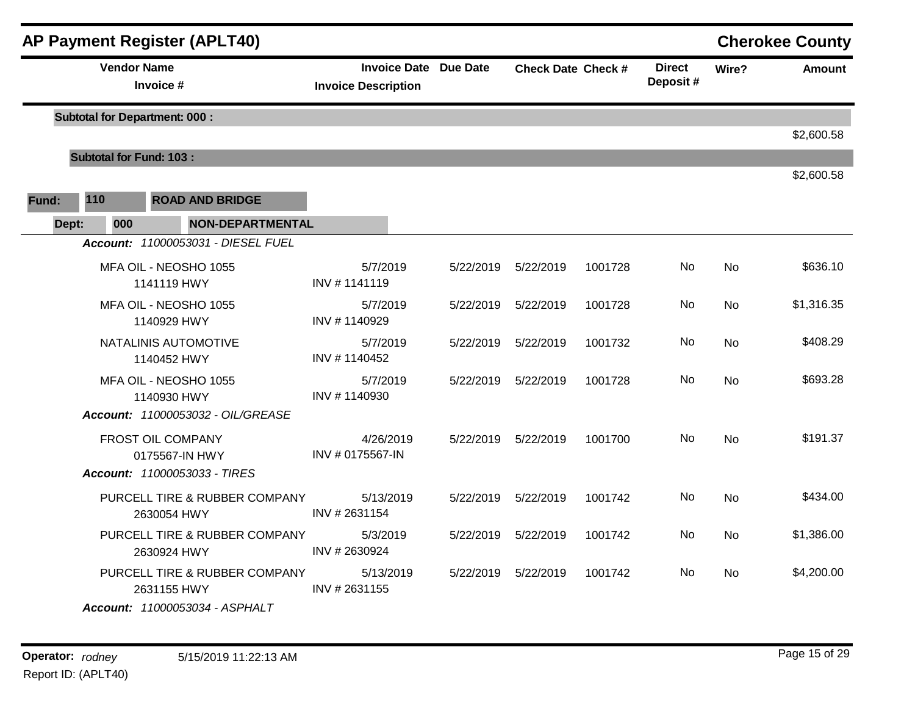## AP Payment Register (APLT40) — Cherokee County

| Vendor Name / Invoice # | Invoice Date / Invoice Description | Due Date | Check Date | Check # | Direct Deposit # | Wire? | Amount |
|---|---|---|---|---|---|---|---|
| **Subtotal for Department: 000 :** | | | | | | | $2,600.58 |
| **Subtotal for Fund: 103 :** | | | | | | | $2,600.58 |

**Fund:** 110 **ROAD AND BRIDGE**

**Dept:** 000 **NON-DEPARTMENTAL**

***Account:*** *11000053031 - DIESEL FUEL*

| Vendor Name / Invoice # | Invoice Date / Invoice Description | Due Date | Check Date | Check # | Direct Deposit # | Wire? | Amount |
|---|---|---|---|---|---|---|---|
| MFA OIL - NEOSHO 1055 / 1141119 HWY | 5/7/2019 / INV # 1141119 | 5/22/2019 | 5/22/2019 | 1001728 | No | No | $636.10 |
| MFA OIL - NEOSHO 1055 / 1140929 HWY | 5/7/2019 / INV # 1140929 | 5/22/2019 | 5/22/2019 | 1001728 | No | No | $1,316.35 |
| NATALINIS AUTOMOTIVE / 1140452 HWY | 5/7/2019 / INV # 1140452 | 5/22/2019 | 5/22/2019 | 1001732 | No | No | $408.29 |
| MFA OIL - NEOSHO 1055 / 1140930 HWY | 5/7/2019 / INV # 1140930 | 5/22/2019 | 5/22/2019 | 1001728 | No | No | $693.28 |

***Account:*** *11000053032 - OIL/GREASE*

| Vendor Name / Invoice # | Invoice Date / Invoice Description | Due Date | Check Date | Check # | Direct Deposit # | Wire? | Amount |
|---|---|---|---|---|---|---|---|
| FROST OIL COMPANY / 0175567-IN HWY | 4/26/2019 / INV # 0175567-IN | 5/22/2019 | 5/22/2019 | 1001700 | No | No | $191.37 |

***Account:*** *11000053033 - TIRES*

| Vendor Name / Invoice # | Invoice Date / Invoice Description | Due Date | Check Date | Check # | Direct Deposit # | Wire? | Amount |
|---|---|---|---|---|---|---|---|
| PURCELL TIRE & RUBBER COMPANY / 2630054 HWY | 5/13/2019 / INV # 2631154 | 5/22/2019 | 5/22/2019 | 1001742 | No | No | $434.00 |
| PURCELL TIRE & RUBBER COMPANY / 2630924 HWY | 5/3/2019 / INV # 2630924 | 5/22/2019 | 5/22/2019 | 1001742 | No | No | $1,386.00 |
| PURCELL TIRE & RUBBER COMPANY / 2631155 HWY | 5/13/2019 / INV # 2631155 | 5/22/2019 | 5/22/2019 | 1001742 | No | No | $4,200.00 |

***Account:*** *11000053034 - ASPHALT*

**Operator:** *rodney* 5/15/2019 11:22:13 AM

Report ID: (APLT40)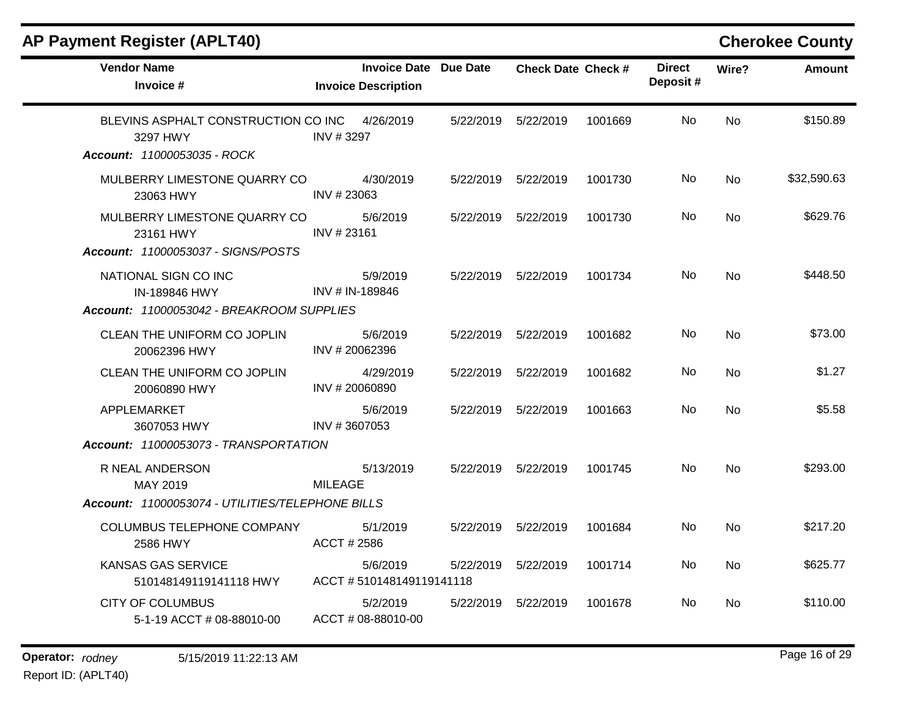# AP Payment Register (APLT40)

## Cherokee County

| Vendor Name / Invoice # | Invoice Date / Invoice Description | Due Date | Check Date | Check # | Direct Deposit # | Wire? | Amount |
|---|---|---|---|---|---|---|---|
| BLEVINS ASPHALT CONSTRUCTION CO INC<br>3297 HWY | 4/26/2019<br>INV # 3297 | 5/22/2019 | 5/22/2019 | 1001669 | No | No | $150.89 |
| ***Account: 11000053035 - ROCK*** | | | | | | | |
| MULBERRY LIMESTONE QUARRY CO<br>23063 HWY | 4/30/2019<br>INV # 23063 | 5/22/2019 | 5/22/2019 | 1001730 | No | No | $32,590.63 |
| MULBERRY LIMESTONE QUARRY CO<br>23161 HWY | 5/6/2019<br>INV # 23161 | 5/22/2019 | 5/22/2019 | 1001730 | No | No | $629.76 |
| ***Account: 11000053037 - SIGNS/POSTS*** | | | | | | | |
| NATIONAL SIGN CO INC<br>IN-189846 HWY | 5/9/2019<br>INV # IN-189846 | 5/22/2019 | 5/22/2019 | 1001734 | No | No | $448.50 |
| ***Account: 11000053042 - BREAKROOM SUPPLIES*** | | | | | | | |
| CLEAN THE UNIFORM CO JOPLIN<br>20062396 HWY | 5/6/2019<br>INV # 20062396 | 5/22/2019 | 5/22/2019 | 1001682 | No | No | $73.00 |
| CLEAN THE UNIFORM CO JOPLIN<br>20060890 HWY | 4/29/2019<br>INV # 20060890 | 5/22/2019 | 5/22/2019 | 1001682 | No | No | $1.27 |
| APPLEMARKET<br>3607053 HWY | 5/6/2019<br>INV # 3607053 | 5/22/2019 | 5/22/2019 | 1001663 | No | No | $5.58 |
| ***Account: 11000053073 - TRANSPORTATION*** | | | | | | | |
| R NEAL ANDERSON<br>MAY 2019 | 5/13/2019<br>MILEAGE | 5/22/2019 | 5/22/2019 | 1001745 | No | No | $293.00 |
| ***Account: 11000053074 - UTILITIES/TELEPHONE BILLS*** | | | | | | | |
| COLUMBUS TELEPHONE COMPANY<br>2586 HWY | 5/1/2019<br>ACCT # 2586 | 5/22/2019 | 5/22/2019 | 1001684 | No | No | $217.20 |
| KANSAS GAS SERVICE<br>510148149119141118 HWY | 5/6/2019<br>ACCT # 510148149119141118 | 5/22/2019 | 5/22/2019 | 1001714 | No | No | $625.77 |
| CITY OF COLUMBUS<br>5-1-19 ACCT # 08-88010-00 | 5/2/2019<br>ACCT # 08-88010-00 | 5/22/2019 | 5/22/2019 | 1001678 | No | No | $110.00 |

**Operator:** *rodney* 5/15/2019 11:22:13 AM

Report ID: (APLT40)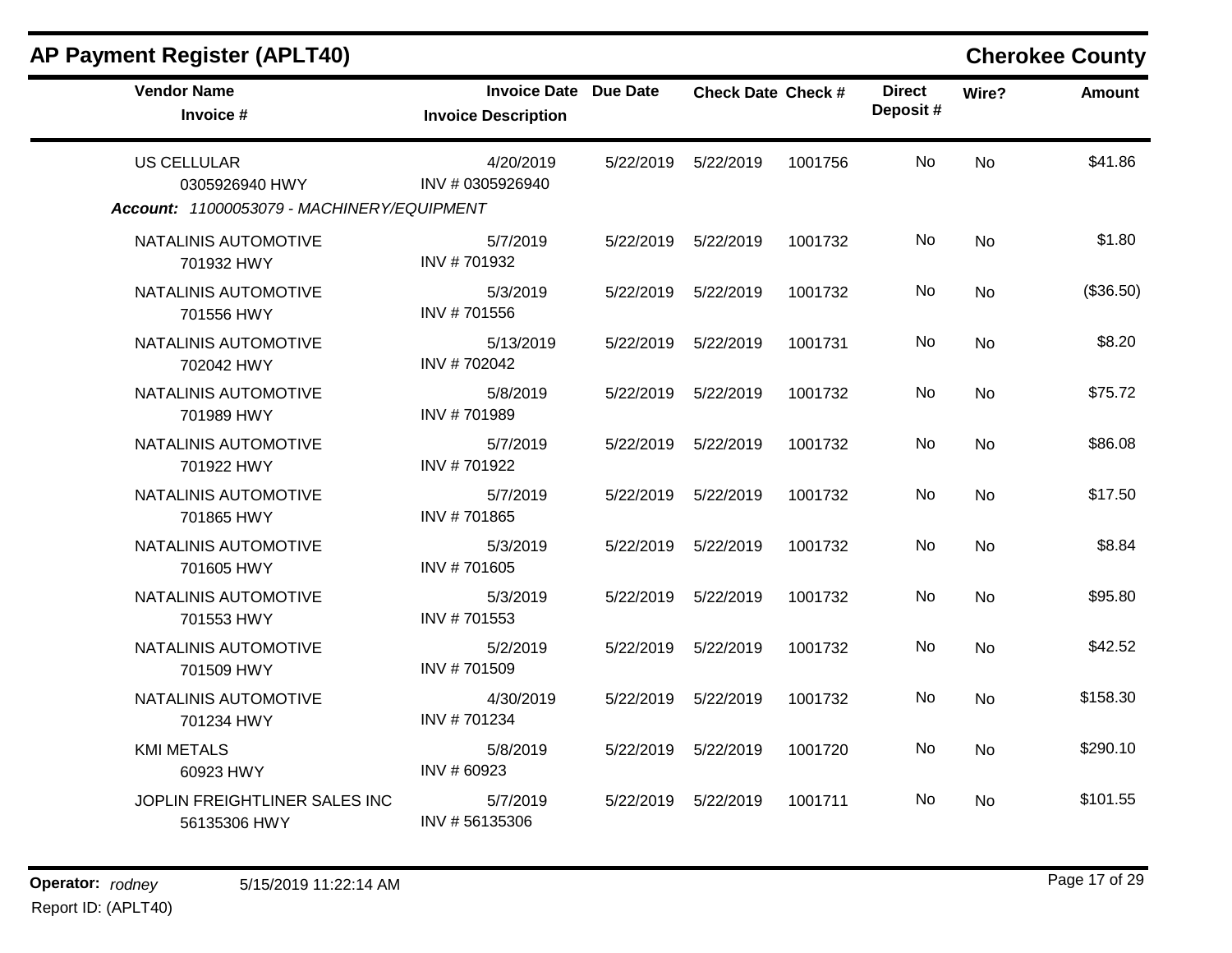## AP Payment Register (APLT40)

**Cherokee County**

| Vendor Name / Invoice # | Invoice Date / Invoice Description | Due Date | Check Date | Check # | Direct Deposit # | Wire? | Amount |
|---|---|---|---|---|---|---|---|
| US CELLULAR<br>0305926940 HWY | 4/20/2019<br>INV # 0305926940 | 5/22/2019 | 5/22/2019 | 1001756 | No | No | $41.86 |

***Account:** 11000053079 - MACHINERY/EQUIPMENT*

| Vendor Name / Invoice # | Invoice Date / Invoice Description | Due Date | Check Date | Check # | Direct Deposit # | Wire? | Amount |
|---|---|---|---|---|---|---|---|
| NATALINIS AUTOMOTIVE<br>701932 HWY | 5/7/2019<br>INV # 701932 | 5/22/2019 | 5/22/2019 | 1001732 | No | No | $1.80 |
| NATALINIS AUTOMOTIVE<br>701556 HWY | 5/3/2019<br>INV # 701556 | 5/22/2019 | 5/22/2019 | 1001732 | No | No | ($36.50) |
| NATALINIS AUTOMOTIVE<br>702042 HWY | 5/13/2019<br>INV # 702042 | 5/22/2019 | 5/22/2019 | 1001731 | No | No | $8.20 |
| NATALINIS AUTOMOTIVE<br>701989 HWY | 5/8/2019<br>INV # 701989 | 5/22/2019 | 5/22/2019 | 1001732 | No | No | $75.72 |
| NATALINIS AUTOMOTIVE<br>701922 HWY | 5/7/2019<br>INV # 701922 | 5/22/2019 | 5/22/2019 | 1001732 | No | No | $86.08 |
| NATALINIS AUTOMOTIVE<br>701865 HWY | 5/7/2019<br>INV # 701865 | 5/22/2019 | 5/22/2019 | 1001732 | No | No | $17.50 |
| NATALINIS AUTOMOTIVE<br>701605 HWY | 5/3/2019<br>INV # 701605 | 5/22/2019 | 5/22/2019 | 1001732 | No | No | $8.84 |
| NATALINIS AUTOMOTIVE<br>701553 HWY | 5/3/2019<br>INV # 701553 | 5/22/2019 | 5/22/2019 | 1001732 | No | No | $95.80 |
| NATALINIS AUTOMOTIVE<br>701509 HWY | 5/2/2019<br>INV # 701509 | 5/22/2019 | 5/22/2019 | 1001732 | No | No | $42.52 |
| NATALINIS AUTOMOTIVE<br>701234 HWY | 4/30/2019<br>INV # 701234 | 5/22/2019 | 5/22/2019 | 1001732 | No | No | $158.30 |
| KMI METALS<br>60923 HWY | 5/8/2019<br>INV # 60923 | 5/22/2019 | 5/22/2019 | 1001720 | No | No | $290.10 |
| JOPLIN FREIGHTLINER SALES INC<br>56135306 HWY | 5/7/2019<br>INV # 56135306 | 5/22/2019 | 5/22/2019 | 1001711 | No | No | $101.55 |

**Operator:** *rodney* 5/15/2019 11:22:14 AM
Report ID: (APLT40)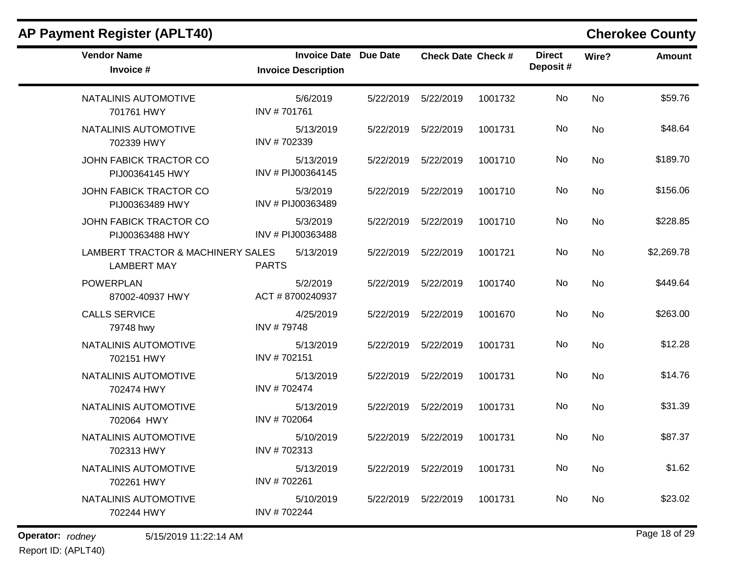## AP Payment Register (APLT40)

**Cherokee County**

| Vendor Name / Invoice # | Invoice Date / Invoice Description | Due Date | Check Date | Check # | Direct Deposit # | Wire? | Amount |
|---|---|---|---|---|---|---|---|
| NATALINIS AUTOMOTIVE<br>701761 HWY | 5/6/2019<br>INV # 701761 | 5/22/2019 | 5/22/2019 | 1001732 | No | No | $59.76 |
| NATALINIS AUTOMOTIVE<br>702339 HWY | 5/13/2019<br>INV # 702339 | 5/22/2019 | 5/22/2019 | 1001731 | No | No | $48.64 |
| JOHN FABICK TRACTOR CO<br>PIJ00364145 HWY | 5/13/2019<br>INV # PIJ00364145 | 5/22/2019 | 5/22/2019 | 1001710 | No | No | $189.70 |
| JOHN FABICK TRACTOR CO<br>PIJ00363489 HWY | 5/3/2019<br>INV # PIJ00363489 | 5/22/2019 | 5/22/2019 | 1001710 | No | No | $156.06 |
| JOHN FABICK TRACTOR CO<br>PIJ00363488 HWY | 5/3/2019<br>INV # PIJ00363488 | 5/22/2019 | 5/22/2019 | 1001710 | No | No | $228.85 |
| LAMBERT TRACTOR & MACHINERY SALES<br>LAMBERT MAY | 5/13/2019<br>PARTS | 5/22/2019 | 5/22/2019 | 1001721 | No | No | $2,269.78 |
| POWERPLAN<br>87002-40937 HWY | 5/2/2019<br>ACT # 8700240937 | 5/22/2019 | 5/22/2019 | 1001740 | No | No | $449.64 |
| CALLS SERVICE<br>79748 hwy | 4/25/2019<br>INV # 79748 | 5/22/2019 | 5/22/2019 | 1001670 | No | No | $263.00 |
| NATALINIS AUTOMOTIVE<br>702151 HWY | 5/13/2019<br>INV # 702151 | 5/22/2019 | 5/22/2019 | 1001731 | No | No | $12.28 |
| NATALINIS AUTOMOTIVE<br>702474 HWY | 5/13/2019<br>INV # 702474 | 5/22/2019 | 5/22/2019 | 1001731 | No | No | $14.76 |
| NATALINIS AUTOMOTIVE<br>702064 HWY | 5/13/2019<br>INV # 702064 | 5/22/2019 | 5/22/2019 | 1001731 | No | No | $31.39 |
| NATALINIS AUTOMOTIVE<br>702313 HWY | 5/10/2019<br>INV # 702313 | 5/22/2019 | 5/22/2019 | 1001731 | No | No | $87.37 |
| NATALINIS AUTOMOTIVE<br>702261 HWY | 5/13/2019<br>INV # 702261 | 5/22/2019 | 5/22/2019 | 1001731 | No | No | $1.62 |
| NATALINIS AUTOMOTIVE<br>702244 HWY | 5/10/2019<br>INV # 702244 | 5/22/2019 | 5/22/2019 | 1001731 | No | No | $23.02 |

**Operator:** *rodney* 5/15/2019 11:22:14 AM

Report ID: (APLT40)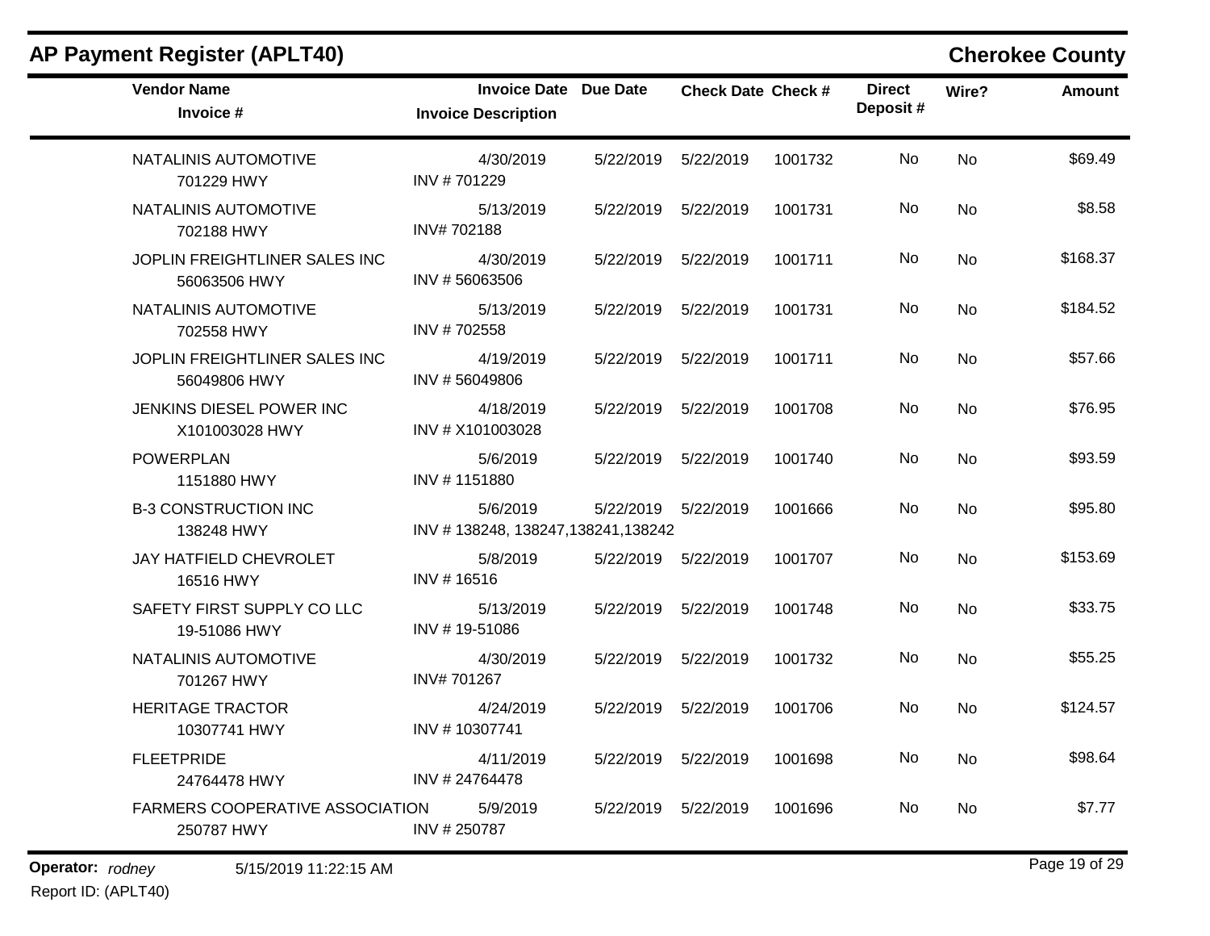## AP Payment Register (APLT40)

## Cherokee County

| Vendor Name<br>Invoice # | Invoice Date<br>Invoice Description | Due Date | Check Date | Check # | Direct Deposit # | Wire? | Amount |
|---|---|---|---|---|---|---|---|
| NATALINIS AUTOMOTIVE<br>701229 HWY | 4/30/2019<br>INV # 701229 | 5/22/2019 | 5/22/2019 | 1001732 | No | No | $69.49 |
| NATALINIS AUTOMOTIVE<br>702188 HWY | 5/13/2019<br>INV# 702188 | 5/22/2019 | 5/22/2019 | 1001731 | No | No | $8.58 |
| JOPLIN FREIGHTLINER SALES INC<br>56063506 HWY | 4/30/2019<br>INV # 56063506 | 5/22/2019 | 5/22/2019 | 1001711 | No | No | $168.37 |
| NATALINIS AUTOMOTIVE<br>702558 HWY | 5/13/2019<br>INV # 702558 | 5/22/2019 | 5/22/2019 | 1001731 | No | No | $184.52 |
| JOPLIN FREIGHTLINER SALES INC<br>56049806 HWY | 4/19/2019<br>INV # 56049806 | 5/22/2019 | 5/22/2019 | 1001711 | No | No | $57.66 |
| JENKINS DIESEL POWER INC<br>X101003028 HWY | 4/18/2019<br>INV # X101003028 | 5/22/2019 | 5/22/2019 | 1001708 | No | No | $76.95 |
| POWERPLAN<br>1151880 HWY | 5/6/2019<br>INV # 1151880 | 5/22/2019 | 5/22/2019 | 1001740 | No | No | $93.59 |
| B-3 CONSTRUCTION INC<br>138248 HWY | 5/6/2019<br>INV # 138248, 138247,138241,138242 | 5/22/2019 | 5/22/2019 | 1001666 | No | No | $95.80 |
| JAY HATFIELD CHEVROLET<br>16516 HWY | 5/8/2019<br>INV # 16516 | 5/22/2019 | 5/22/2019 | 1001707 | No | No | $153.69 |
| SAFETY FIRST SUPPLY CO LLC<br>19-51086 HWY | 5/13/2019<br>INV # 19-51086 | 5/22/2019 | 5/22/2019 | 1001748 | No | No | $33.75 |
| NATALINIS AUTOMOTIVE<br>701267 HWY | 4/30/2019<br>INV# 701267 | 5/22/2019 | 5/22/2019 | 1001732 | No | No | $55.25 |
| HERITAGE TRACTOR<br>10307741 HWY | 4/24/2019<br>INV # 10307741 | 5/22/2019 | 5/22/2019 | 1001706 | No | No | $124.57 |
| FLEETPRIDE<br>24764478 HWY | 4/11/2019<br>INV # 24764478 | 5/22/2019 | 5/22/2019 | 1001698 | No | No | $98.64 |
| FARMERS COOPERATIVE ASSOCIATION<br>250787 HWY | 5/9/2019<br>INV # 250787 | 5/22/2019 | 5/22/2019 | 1001696 | No | No | $7.77 |

**Operator:** *rodney* 5/15/2019 11:22:15 AM

Report ID: (APLT40)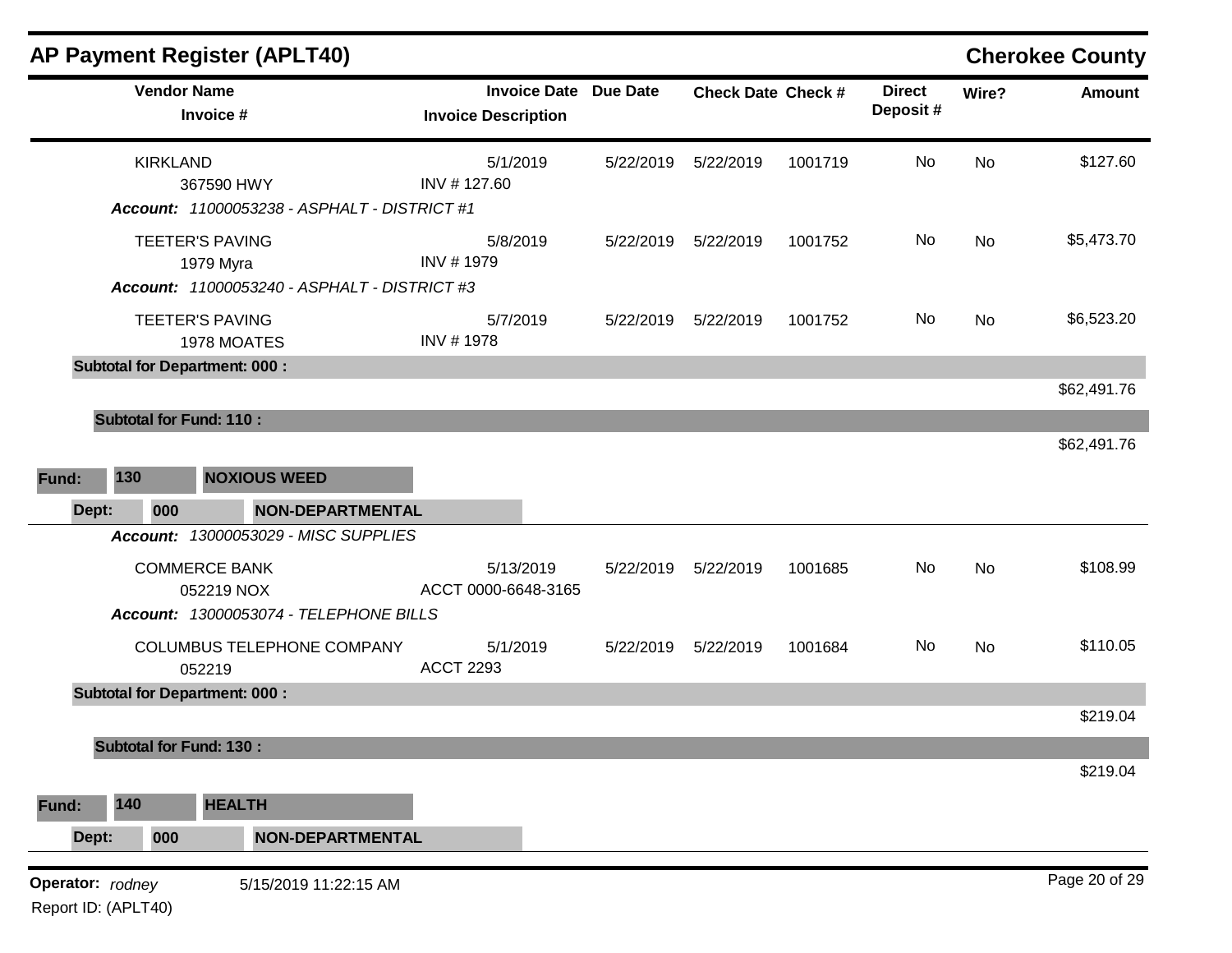## AP Payment Register (APLT40) — Cherokee County

| Vendor Name / Invoice # | Invoice Date / Invoice Description | Due Date | Check Date | Check # | Direct Deposit # | Wire? | Amount |
|---|---|---|---|---|---|---|---|
| KIRKLAND<br>367590 HWY | 5/1/2019<br>INV # 127.60 | 5/22/2019 | 5/22/2019 | 1001719 | No | No | $127.60 |
| ***Account:*** *11000053240 - ASPHALT - DISTRICT #3* | | | | | | | |
| TEETER'S PAVING<br>1979 Myra | 5/8/2019<br>INV # 1979 | 5/22/2019 | 5/22/2019 | 1001752 | No | No | $5,473.70 |
| TEETER'S PAVING<br>1978 MOATES | 5/7/2019<br>INV # 1978 | 5/22/2019 | 5/22/2019 | 1001752 | No | No | $6,523.20 |
| **Subtotal for Department: 000 :** | | | | | | | $62,491.76 |
| **Subtotal for Fund: 110 :** | | | | | | | $62,491.76 |

Preceding account for the KIRKLAND entry: ***Account:*** *11000053238 - ASPHALT - DISTRICT #1*

**Fund: 130 NOXIOUS WEED**

**Dept: 000 NON-DEPARTMENTAL**

| Vendor Name / Invoice # | Invoice Date / Invoice Description | Due Date | Check Date | Check # | Direct Deposit # | Wire? | Amount |
|---|---|---|---|---|---|---|---|
| ***Account:*** *13000053029 - MISC SUPPLIES* | | | | | | | |
| COMMERCE BANK<br>052219 NOX | 5/13/2019<br>ACCT 0000-6648-3165 | 5/22/2019 | 5/22/2019 | 1001685 | No | No | $108.99 |
| ***Account:*** *13000053074 - TELEPHONE BILLS* | | | | | | | |
| COLUMBUS TELEPHONE COMPANY<br>052219 | 5/1/2019<br>ACCT 2293 | 5/22/2019 | 5/22/2019 | 1001684 | No | No | $110.05 |
| **Subtotal for Department: 000 :** | | | | | | | $219.04 |
| **Subtotal for Fund: 130 :** | | | | | | | $219.04 |

**Fund: 140 HEALTH**

**Dept: 000 NON-DEPARTMENTAL**

**Operator:** *rodney* 5/15/2019 11:22:15 AM

Report ID: (APLT40)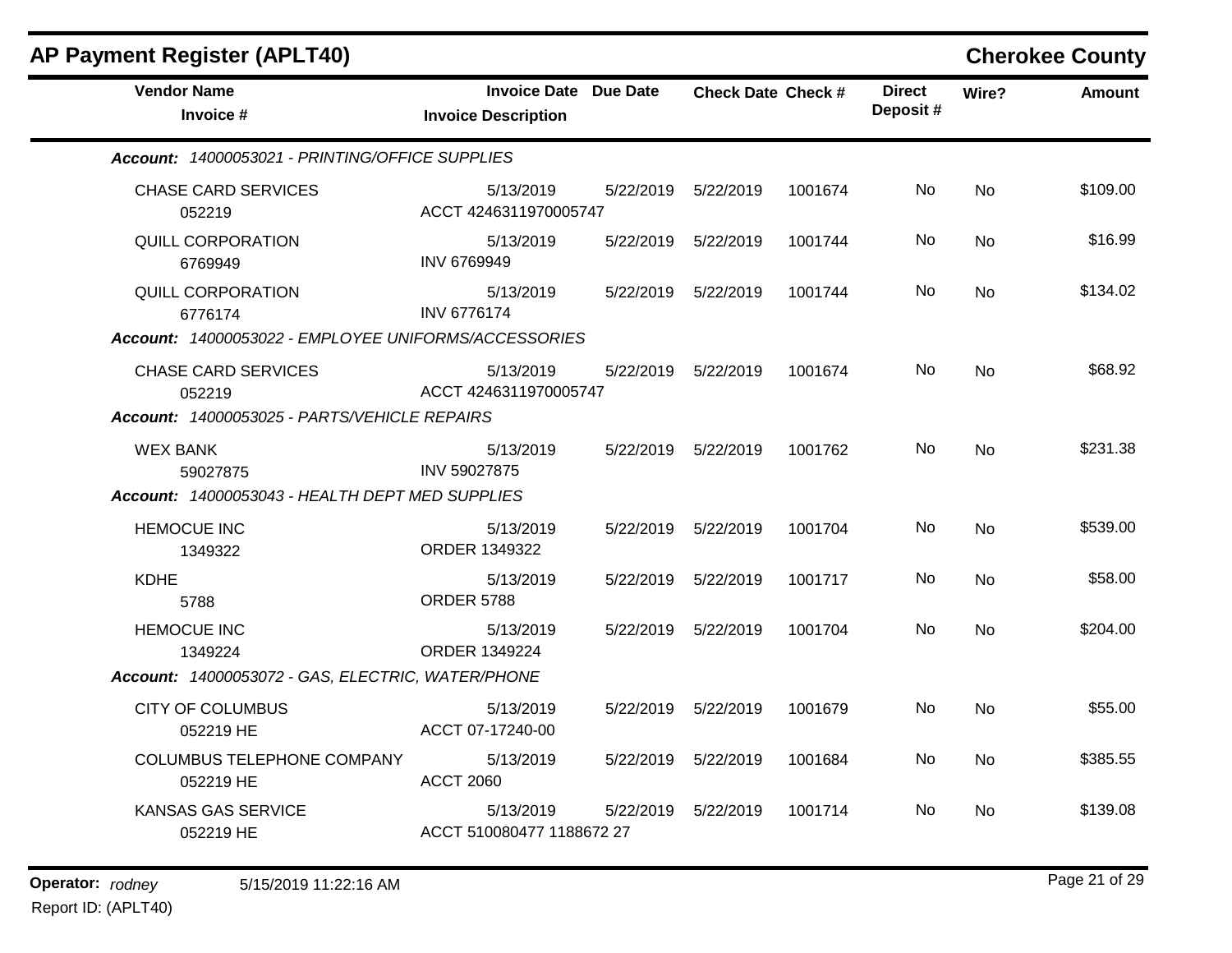## AP Payment Register (APLT40)

**Cherokee County**

| Vendor Name / Invoice # | Invoice Date / Invoice Description | Due Date | Check Date | Check # | Direct Deposit # | Wire? | Amount |
|---|---|---|---|---|---|---|---|
| ***Account: 14000053021 - PRINTING/OFFICE SUPPLIES*** | | | | | | | |
| CHASE CARD SERVICES 052219 | 5/13/2019 ACCT 4246311970005747 | 5/22/2019 | 5/22/2019 | 1001674 | No | No | $109.00 |
| QUILL CORPORATION 6769949 | 5/13/2019 INV 6769949 | 5/22/2019 | 5/22/2019 | 1001744 | No | No | $16.99 |
| QUILL CORPORATION 6776174 | 5/13/2019 INV 6776174 | 5/22/2019 | 5/22/2019 | 1001744 | No | No | $134.02 |
| ***Account: 14000053022 - EMPLOYEE UNIFORMS/ACCESSORIES*** | | | | | | | |
| CHASE CARD SERVICES 052219 | 5/13/2019 ACCT 4246311970005747 | 5/22/2019 | 5/22/2019 | 1001674 | No | No | $68.92 |
| ***Account: 14000053025 - PARTS/VEHICLE REPAIRS*** | | | | | | | |
| WEX BANK 59027875 | 5/13/2019 INV 59027875 | 5/22/2019 | 5/22/2019 | 1001762 | No | No | $231.38 |
| ***Account: 14000053043 - HEALTH DEPT MED SUPPLIES*** | | | | | | | |
| HEMOCUE INC 1349322 | 5/13/2019 ORDER 1349322 | 5/22/2019 | 5/22/2019 | 1001704 | No | No | $539.00 |
| KDHE 5788 | 5/13/2019 ORDER 5788 | 5/22/2019 | 5/22/2019 | 1001717 | No | No | $58.00 |
| HEMOCUE INC 1349224 | 5/13/2019 ORDER 1349224 | 5/22/2019 | 5/22/2019 | 1001704 | No | No | $204.00 |
| ***Account: 14000053072 - GAS, ELECTRIC, WATER/PHONE*** | | | | | | | |
| CITY OF COLUMBUS 052219 HE | 5/13/2019 ACCT 07-17240-00 | 5/22/2019 | 5/22/2019 | 1001679 | No | No | $55.00 |
| COLUMBUS TELEPHONE COMPANY 052219 HE | 5/13/2019 ACCT 2060 | 5/22/2019 | 5/22/2019 | 1001684 | No | No | $385.55 |
| KANSAS GAS SERVICE 052219 HE | 5/13/2019 ACCT 510080477 1188672 27 | 5/22/2019 | 5/22/2019 | 1001714 | No | No | $139.08 |

**Operator:** *rodney* 5/15/2019 11:22:16 AM

Report ID: (APLT40)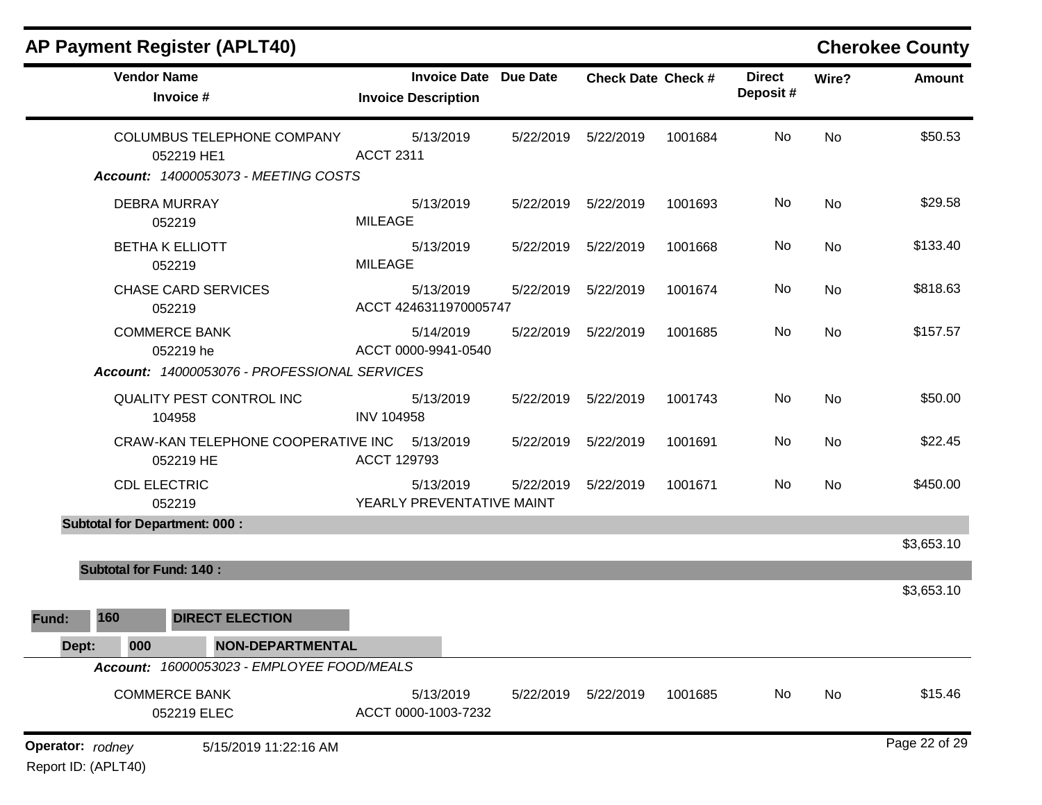## AP Payment Register (APLT40)

**Cherokee County**

| Vendor Name / Invoice # | Invoice Date / Invoice Description | Due Date | Check Date | Check # | Direct Deposit # | Wire? | Amount |
|---|---|---|---|---|---|---|---|
| COLUMBUS TELEPHONE COMPANY<br>052219 HE1 | 5/13/2019<br>ACCT 2311 | 5/22/2019 | 5/22/2019 | 1001684 | No | No | $50.53 |
| ***Account:* 14000053073 - MEETING COSTS** | | | | | | | |
| DEBRA MURRAY<br>052219 | 5/13/2019<br>MILEAGE | 5/22/2019 | 5/22/2019 | 1001693 | No | No | $29.58 |
| BETHA K ELLIOTT<br>052219 | 5/13/2019<br>MILEAGE | 5/22/2019 | 5/22/2019 | 1001668 | No | No | $133.40 |
| CHASE CARD SERVICES<br>052219 | 5/13/2019<br>ACCT 4246311970005747 | 5/22/2019 | 5/22/2019 | 1001674 | No | No | $818.63 |
| COMMERCE BANK<br>052219 he | 5/14/2019<br>ACCT 0000-9941-0540 | 5/22/2019 | 5/22/2019 | 1001685 | No | No | $157.57 |
| ***Account:* 14000053076 - PROFESSIONAL SERVICES** | | | | | | | |
| QUALITY PEST CONTROL INC<br>104958 | 5/13/2019<br>INV 104958 | 5/22/2019 | 5/22/2019 | 1001743 | No | No | $50.00 |
| CRAW-KAN TELEPHONE COOPERATIVE INC<br>052219 HE | 5/13/2019<br>ACCT 129793 | 5/22/2019 | 5/22/2019 | 1001691 | No | No | $22.45 |
| CDL ELECTRIC<br>052219 | 5/13/2019<br>YEARLY PREVENTATIVE MAINT | 5/22/2019 | 5/22/2019 | 1001671 | No | No | $450.00 |
| **Subtotal for Department: 000 :** | | | | | | | $3,653.10 |
| **Subtotal for Fund: 140 :** | | | | | | | $3,653.10 |

**Fund: 160 DIRECT ELECTION**

**Dept: 000 NON-DEPARTMENTAL**

| Vendor Name / Invoice # | Invoice Date / Invoice Description | Due Date | Check Date | Check # | Direct Deposit # | Wire? | Amount |
|---|---|---|---|---|---|---|---|
| ***Account:* 16000053023 - EMPLOYEE FOOD/MEALS** | | | | | | | |
| COMMERCE BANK<br>052219 ELEC | 5/13/2019<br>ACCT 0000-1003-7232 | 5/22/2019 | 5/22/2019 | 1001685 | No | No | $15.46 |

**Operator:** *rodney* 5/15/2019 11:22:16 AM

Report ID: (APLT40)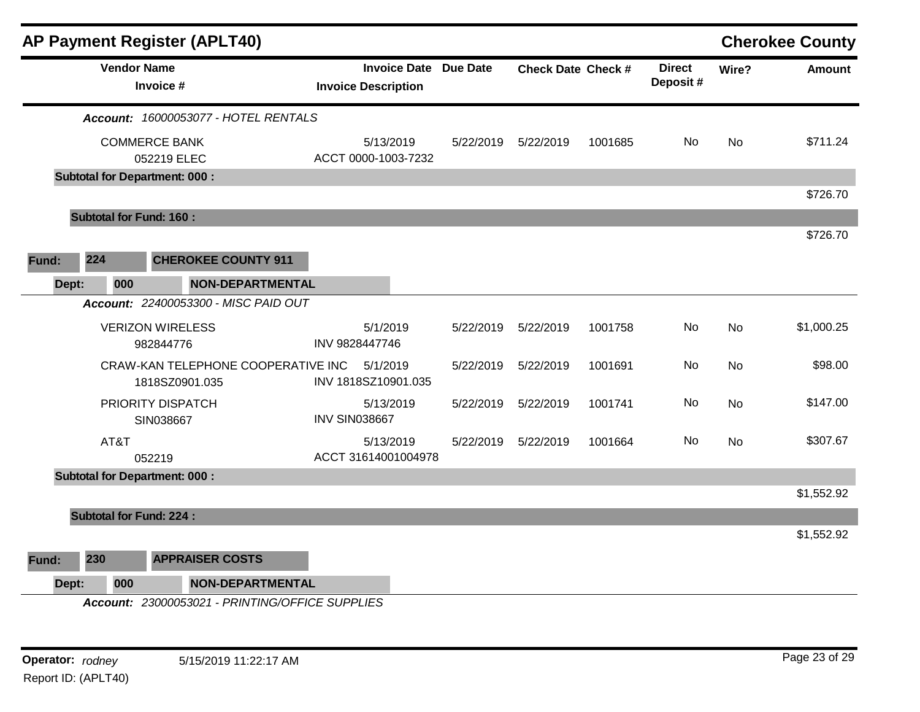# AP Payment Register (APLT40)

**Cherokee County**

| Vendor Name / Invoice # | Invoice Date / Invoice Description | Due Date | Check Date | Check # | Direct Deposit # | Wire? | Amount |
|---|---|---|---|---|---|---|---|
| ***Account:*** *16000053077 - HOTEL RENTALS* | | | | | | | |
| COMMERCE BANK | 5/13/2019 | 5/22/2019 | 5/22/2019 | 1001685 | No | No | $711.24 |
| 052219 ELEC | ACCT 0000-1003-7232 | | | | | | |
| **Subtotal for Department: 000 :** | | | | | | | $726.70 |
| **Subtotal for Fund: 160 :** | | | | | | | $726.70 |

**Fund: 224 CHEROKEE COUNTY 911**

**Dept: 000 NON-DEPARTMENTAL**

| Vendor Name / Invoice # | Invoice Date / Invoice Description | Due Date | Check Date | Check # | Direct Deposit # | Wire? | Amount |
|---|---|---|---|---|---|---|---|
| ***Account:*** *22400053300 - MISC PAID OUT* | | | | | | | |
| VERIZON WIRELESS | 5/1/2019 | 5/22/2019 | 5/22/2019 | 1001758 | No | No | $1,000.25 |
| 982844776 | INV 9828447746 | | | | | | |
| CRAW-KAN TELEPHONE COOPERATIVE INC | 5/1/2019 | 5/22/2019 | 5/22/2019 | 1001691 | No | No | $98.00 |
| 1818SZ0901.035 | INV 1818SZ10901.035 | | | | | | |
| PRIORITY DISPATCH | 5/13/2019 | 5/22/2019 | 5/22/2019 | 1001741 | No | No | $147.00 |
| SIN038667 | INV SIN038667 | | | | | | |
| AT&T | 5/13/2019 | 5/22/2019 | 5/22/2019 | 1001664 | No | No | $307.67 |
| 052219 | ACCT 31614001004978 | | | | | | |
| **Subtotal for Department: 000 :** | | | | | | | $1,552.92 |
| **Subtotal for Fund: 224 :** | | | | | | | $1,552.92 |

**Fund: 230 APPRAISER COSTS**

**Dept: 000 NON-DEPARTMENTAL**

***Account:*** *23000053021 - PRINTING/OFFICE SUPPLIES*

**Operator:** *rodney* 5/15/2019 11:22:17 AM

Report ID: (APLT40)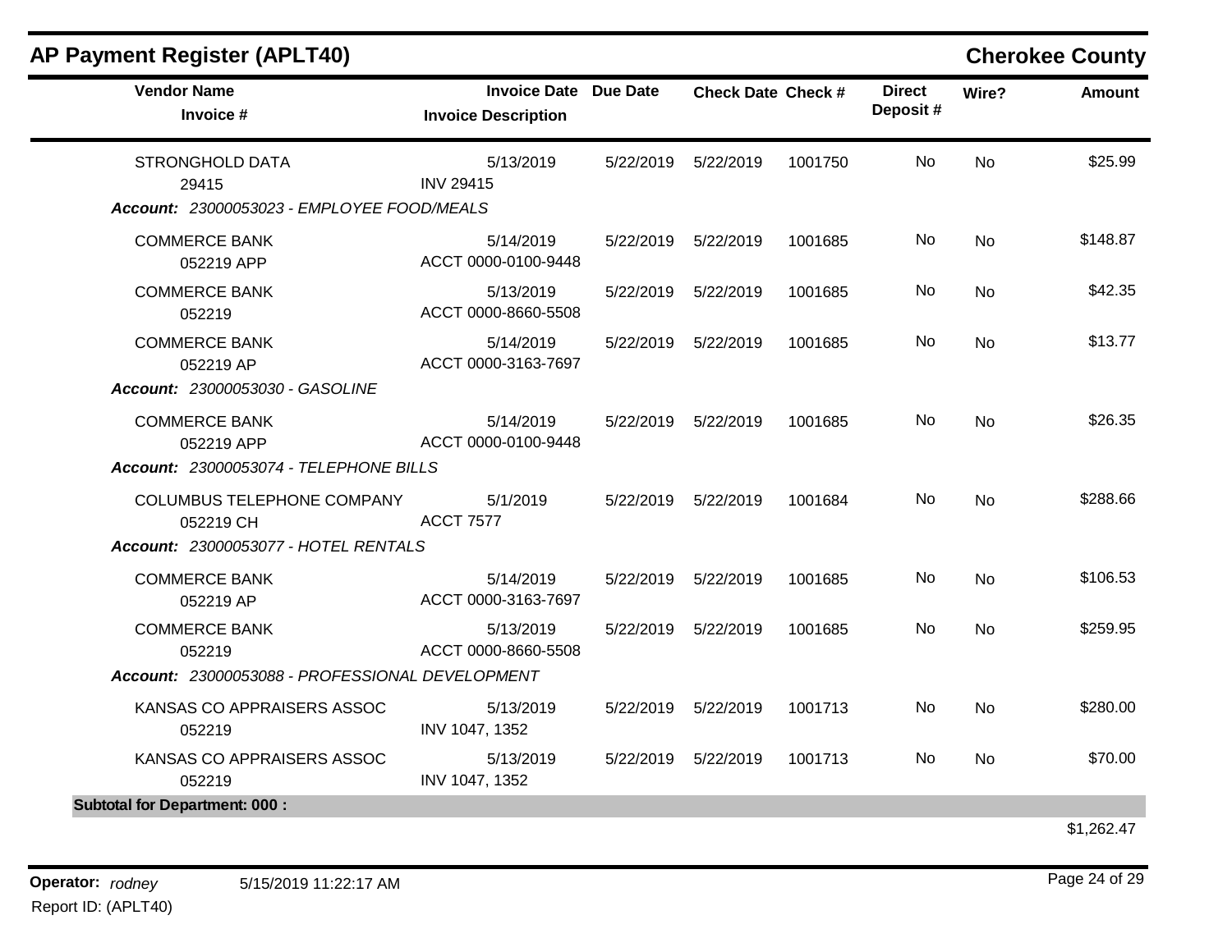## AP Payment Register (APLT40)

**Cherokee County**

| Vendor Name / Invoice # | Invoice Date / Invoice Description | Due Date | Check Date | Check # | Direct Deposit # | Wire? | Amount |
|---|---|---|---|---|---|---|---|
| STRONGHOLD DATA<br>29415 | 5/13/2019<br>INV 29415 | 5/22/2019 | 5/22/2019 | 1001750 | No | No | $25.99 |
| ***Account: 23000053023 - EMPLOYEE FOOD/MEALS*** | | | | | | | |
| COMMERCE BANK<br>052219 APP | 5/14/2019<br>ACCT 0000-0100-9448 | 5/22/2019 | 5/22/2019 | 1001685 | No | No | $148.87 |
| COMMERCE BANK<br>052219 | 5/13/2019<br>ACCT 0000-8660-5508 | 5/22/2019 | 5/22/2019 | 1001685 | No | No | $42.35 |
| COMMERCE BANK<br>052219 AP | 5/14/2019<br>ACCT 0000-3163-7697 | 5/22/2019 | 5/22/2019 | 1001685 | No | No | $13.77 |
| ***Account: 23000053030 - GASOLINE*** | | | | | | | |
| COMMERCE BANK<br>052219 APP | 5/14/2019<br>ACCT 0000-0100-9448 | 5/22/2019 | 5/22/2019 | 1001685 | No | No | $26.35 |
| ***Account: 23000053074 - TELEPHONE BILLS*** | | | | | | | |
| COLUMBUS TELEPHONE COMPANY<br>052219 CH | 5/1/2019<br>ACCT 7577 | 5/22/2019 | 5/22/2019 | 1001684 | No | No | $288.66 |
| ***Account: 23000053077 - HOTEL RENTALS*** | | | | | | | |
| COMMERCE BANK<br>052219 AP | 5/14/2019<br>ACCT 0000-3163-7697 | 5/22/2019 | 5/22/2019 | 1001685 | No | No | $106.53 |
| COMMERCE BANK<br>052219 | 5/13/2019<br>ACCT 0000-8660-5508 | 5/22/2019 | 5/22/2019 | 1001685 | No | No | $259.95 |
| ***Account: 23000053088 - PROFESSIONAL DEVELOPMENT*** | | | | | | | |
| KANSAS CO APPRAISERS ASSOC<br>052219 | 5/13/2019<br>INV 1047, 1352 | 5/22/2019 | 5/22/2019 | 1001713 | No | No | $280.00 |
| KANSAS CO APPRAISERS ASSOC<br>052219 | 5/13/2019<br>INV 1047, 1352 | 5/22/2019 | 5/22/2019 | 1001713 | No | No | $70.00 |
| **Subtotal for Department: 000 :** | | | | | | | $1,262.47 |

**Operator:** *rodney* 5/15/2019 11:22:17 AM

Report ID: (APLT40)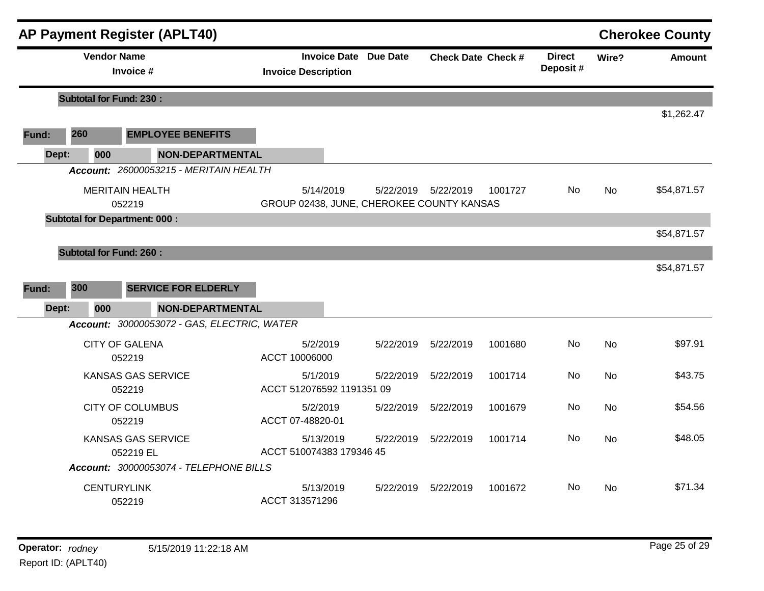# AP Payment Register (APLT40)

**Cherokee County**

| Vendor Name / Invoice # | Invoice Date / Invoice Description | Due Date | Check Date | Check # | Direct Deposit # | Wire? | Amount |
|---|---|---|---|---|---|---|---|
| **Subtotal for Fund: 230 :** | | | | | | | $1,262.47 |
| **Fund: 260 EMPLOYEE BENEFITS** | | | | | | | |
| **Dept: 000 NON-DEPARTMENTAL** | | | | | | | |
| ***Account: 26000053215 - MERITAIN HEALTH*** | | | | | | | |
| MERITAIN HEALTH<br>052219 | 5/14/2019<br>GROUP 02438, JUNE, CHEROKEE COUNTY KANSAS | 5/22/2019 | 5/22/2019 | 1001727 | No | No | $54,871.57 |
| **Subtotal for Department: 000 :** | | | | | | | $54,871.57 |
| **Subtotal for Fund: 260 :** | | | | | | | $54,871.57 |
| **Fund: 300 SERVICE FOR ELDERLY** | | | | | | | |
| **Dept: 000 NON-DEPARTMENTAL** | | | | | | | |
| ***Account: 30000053072 - GAS, ELECTRIC, WATER*** | | | | | | | |
| CITY OF GALENA<br>052219 | 5/2/2019<br>ACCT 10006000 | 5/22/2019 | 5/22/2019 | 1001680 | No | No | $97.91 |
| KANSAS GAS SERVICE<br>052219 | 5/1/2019<br>ACCT 512076592 1191351 09 | 5/22/2019 | 5/22/2019 | 1001714 | No | No | $43.75 |
| CITY OF COLUMBUS<br>052219 | 5/2/2019<br>ACCT 07-48820-01 | 5/22/2019 | 5/22/2019 | 1001679 | No | No | $54.56 |
| KANSAS GAS SERVICE<br>052219 EL | 5/13/2019<br>ACCT 510074383 179346 45 | 5/22/2019 | 5/22/2019 | 1001714 | No | No | $48.05 |
| ***Account: 30000053074 - TELEPHONE BILLS*** | | | | | | | |
| CENTURYLINK<br>052219 | 5/13/2019<br>ACCT 313571296 | 5/22/2019 | 5/22/2019 | 1001672 | No | No | $71.34 |

**Operator:** *rodney* 5/15/2019 11:22:18 AM
Report ID: (APLT40)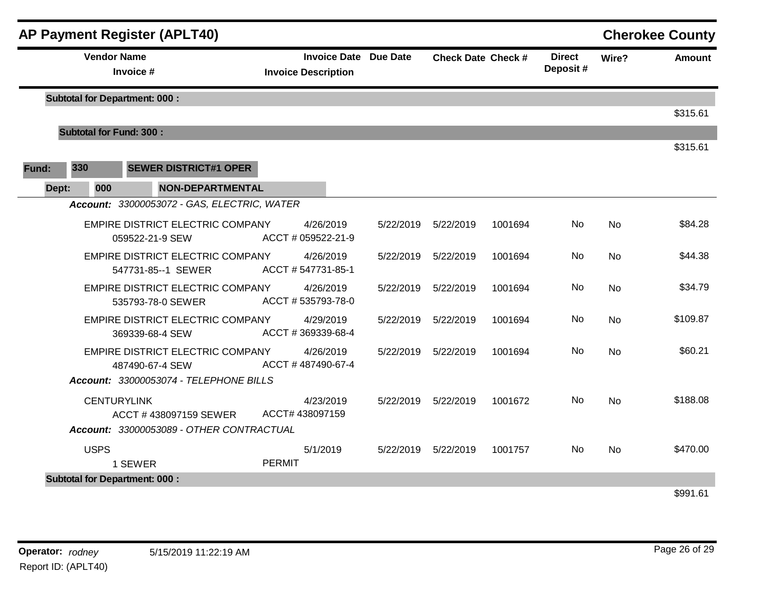## AP Payment Register (APLT40)

**Cherokee County**

| Vendor Name / Invoice # | Invoice Date / Invoice Description | Due Date | Check Date | Check # | Direct Deposit # | Wire? | Amount |
|---|---|---|---|---|---|---|---|
| **Subtotal for Department: 000 :** | | | | | | | $315.61 |
| **Subtotal for Fund: 300 :** | | | | | | | $315.61 |

**Fund:** 330 **SEWER DISTRICT#1 OPER**

**Dept:** 000 **NON-DEPARTMENTAL**

***Account:*** *33000053072 - GAS, ELECTRIC, WATER*

| Vendor Name / Invoice # | Invoice Date / Invoice Description | Due Date | Check Date | Check # | Direct Deposit # | Wire? | Amount |
|---|---|---|---|---|---|---|---|
| EMPIRE DISTRICT ELECTRIC COMPANY<br>059522-21-9 SEW | 4/26/2019<br>ACCT # 059522-21-9 | 5/22/2019 | 5/22/2019 | 1001694 | No | No | $84.28 |
| EMPIRE DISTRICT ELECTRIC COMPANY<br>547731-85--1 SEWER | 4/26/2019<br>ACCT # 547731-85-1 | 5/22/2019 | 5/22/2019 | 1001694 | No | No | $44.38 |
| EMPIRE DISTRICT ELECTRIC COMPANY<br>535793-78-0 SEWER | 4/26/2019<br>ACCT # 535793-78-0 | 5/22/2019 | 5/22/2019 | 1001694 | No | No | $34.79 |
| EMPIRE DISTRICT ELECTRIC COMPANY<br>369339-68-4 SEW | 4/29/2019<br>ACCT # 369339-68-4 | 5/22/2019 | 5/22/2019 | 1001694 | No | No | $109.87 |
| EMPIRE DISTRICT ELECTRIC COMPANY<br>487490-67-4 SEW | 4/26/2019<br>ACCT # 487490-67-4 | 5/22/2019 | 5/22/2019 | 1001694 | No | No | $60.21 |

***Account:*** *33000053074 - TELEPHONE BILLS*

| Vendor Name / Invoice # | Invoice Date / Invoice Description | Due Date | Check Date | Check # | Direct Deposit # | Wire? | Amount |
|---|---|---|---|---|---|---|---|
| CENTURYLINK<br>ACCT # 438097159 SEWER | 4/23/2019<br>ACCT# 438097159 | 5/22/2019 | 5/22/2019 | 1001672 | No | No | $188.08 |

***Account:*** *33000053089 - OTHER CONTRACTUAL*

| Vendor Name / Invoice # | Invoice Date / Invoice Description | Due Date | Check Date | Check # | Direct Deposit # | Wire? | Amount |
|---|---|---|---|---|---|---|---|
| USPS<br>1 SEWER | 5/1/2019<br>PERMIT | 5/22/2019 | 5/22/2019 | 1001757 | No | No | $470.00 |
| **Subtotal for Department: 000 :** | | | | | | | $991.61 |

**Operator:** *rodney* 5/15/2019 11:22:19 AM

Report ID: (APLT40)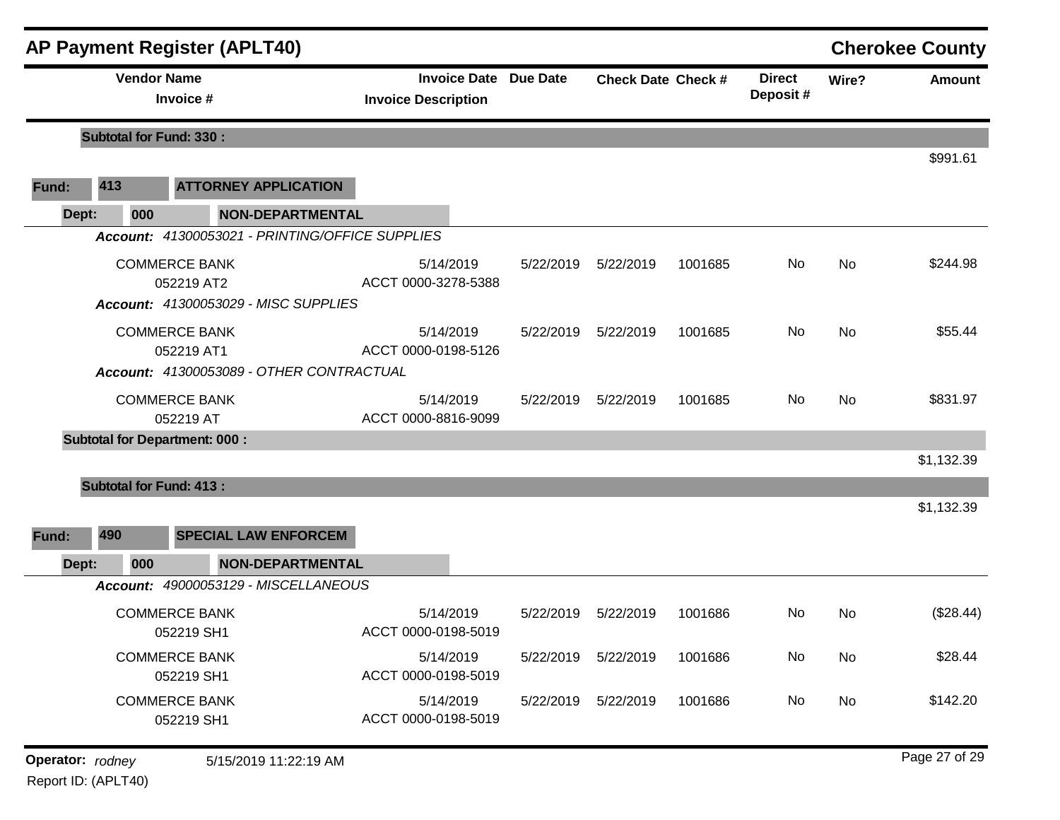## AP Payment Register (APLT40)

**Cherokee County**

| Vendor Name / Invoice # | Invoice Date / Invoice Description | Due Date | Check Date | Check # | Direct Deposit # | Wire? | Amount |
|---|---|---|---|---|---|---|---|
| **Subtotal for Fund: 330 :** | | | | | | | $991.61 |
| **Fund: 413 ATTORNEY APPLICATION** | | | | | | | |
| **Dept: 000 NON-DEPARTMENTAL** | | | | | | | |
| ***Account: 41300053021 - PRINTING/OFFICE SUPPLIES*** | | | | | | | |
| COMMERCE BANK 052219 AT2 | 5/14/2019 ACCT 0000-3278-5388 | 5/22/2019 | 5/22/2019 | 1001685 | No | No | $244.98 |
| ***Account: 41300053029 - MISC SUPPLIES*** | | | | | | | |
| COMMERCE BANK 052219 AT1 | 5/14/2019 ACCT 0000-0198-5126 | 5/22/2019 | 5/22/2019 | 1001685 | No | No | $55.44 |
| ***Account: 41300053089 - OTHER CONTRACTUAL*** | | | | | | | |
| COMMERCE BANK 052219 AT | 5/14/2019 ACCT 0000-8816-9099 | 5/22/2019 | 5/22/2019 | 1001685 | No | No | $831.97 |
| **Subtotal for Department: 000 :** | | | | | | | $1,132.39 |
| **Subtotal for Fund: 413 :** | | | | | | | $1,132.39 |
| **Fund: 490 SPECIAL LAW ENFORCEM** | | | | | | | |
| **Dept: 000 NON-DEPARTMENTAL** | | | | | | | |
| ***Account: 49000053129 - MISCELLANEOUS*** | | | | | | | |
| COMMERCE BANK 052219 SH1 | 5/14/2019 ACCT 0000-0198-5019 | 5/22/2019 | 5/22/2019 | 1001686 | No | No | ($28.44) |
| COMMERCE BANK 052219 SH1 | 5/14/2019 ACCT 0000-0198-5019 | 5/22/2019 | 5/22/2019 | 1001686 | No | No | $28.44 |
| COMMERCE BANK 052219 SH1 | 5/14/2019 ACCT 0000-0198-5019 | 5/22/2019 | 5/22/2019 | 1001686 | No | No | $142.20 |

**Operator:** *rodney* 5/15/2019 11:22:19 AM

Report ID: (APLT40)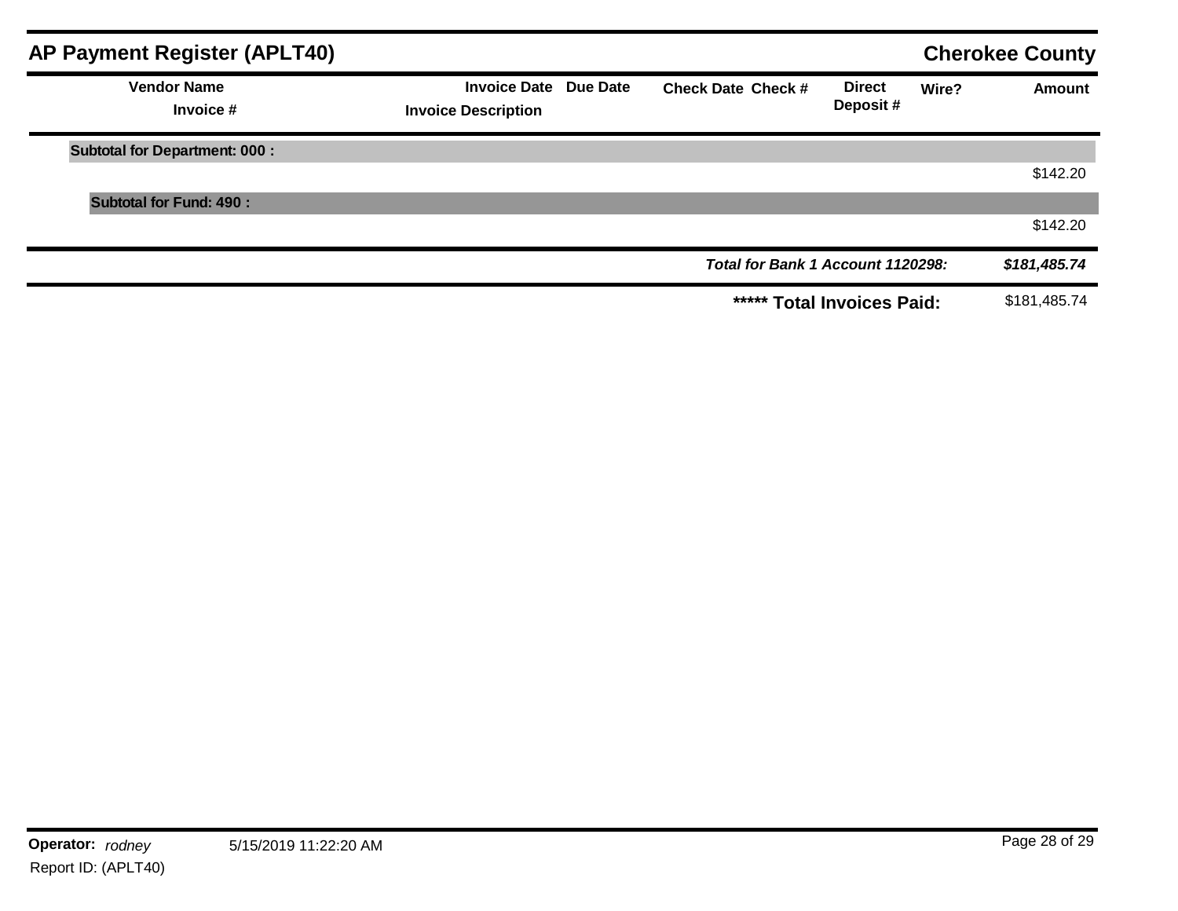## AP Payment Register (APLT40)

**Cherokee County**

| Vendor Name / Invoice # | Invoice Date / Invoice Description | Due Date | Check Date | Check # | Direct Deposit # | Wire? | Amount |
|---|---|---|---|---|---|---|---|
| **Subtotal for Department: 000 :** | | | | | | | $142.20 |
| **Subtotal for Fund: 490 :** | | | | | | | $142.20 |
| | | | | | ***Total for Bank 1 Account 1120298:*** | | ***$181,485.74*** |
| | | | | | **\*\*\*\*\* Total Invoices Paid:** | | $181,485.74 |

**Operator:** *rodney* 5/15/2019 11:22:20 AM

Report ID: (APLT40)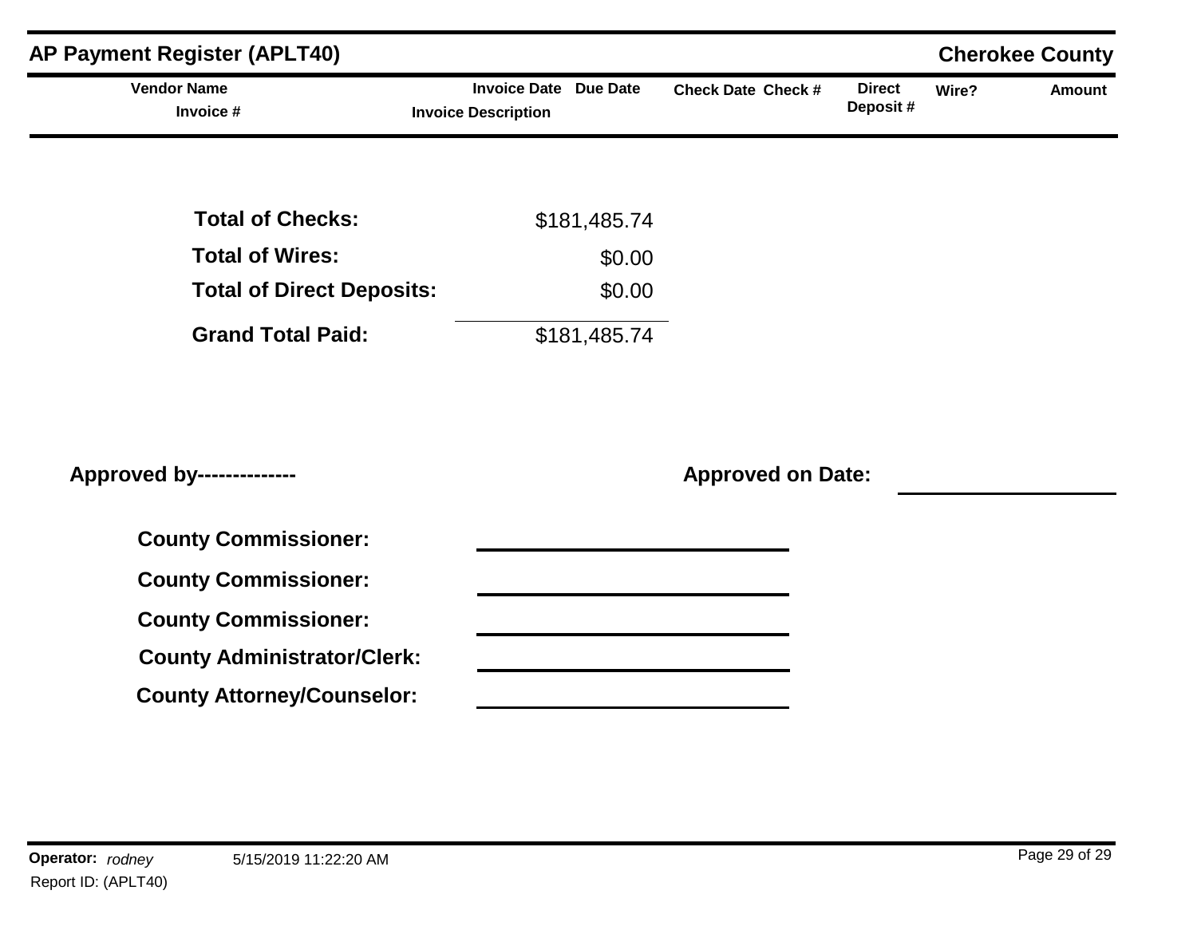## AP Payment Register (APLT40)

**Cherokee County**

| Vendor Name / Invoice # | Invoice Date / Invoice Description | Due Date | Check Date | Check # | Direct Deposit # | Wire? | Amount |
|---|---|---|---|---|---|---|---|

| | |
|---|---|
| **Total of Checks:** | $181,485.74 |
| **Total of Wires:** | $0.00 |
| **Total of Direct Deposits:** | $0.00 |
| **Grand Total Paid:** | $181,485.74 |

**Approved by--------------** **Approved on Date:** ____________________

**County Commissioner:** ____________________________

**County Commissioner:** ____________________________

**County Commissioner:** ____________________________

**County Administrator/Clerk:** ____________________________

**County Attorney/Counselor:** ____________________________

**Operator:** *rodney* 5/15/2019 11:22:20 AM

Report ID: (APLT40)